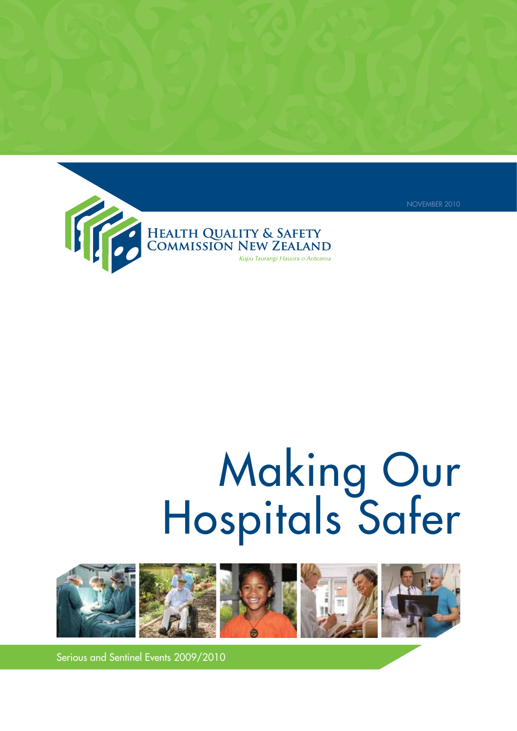NOVEMBER 2010

**Health Quality & Safety Commission New Zealand**

*Kupu Taurangi Hauora o Aotearoa*

# Making Our Hospitals Safer

Serious and Sentinel Events 2009/2010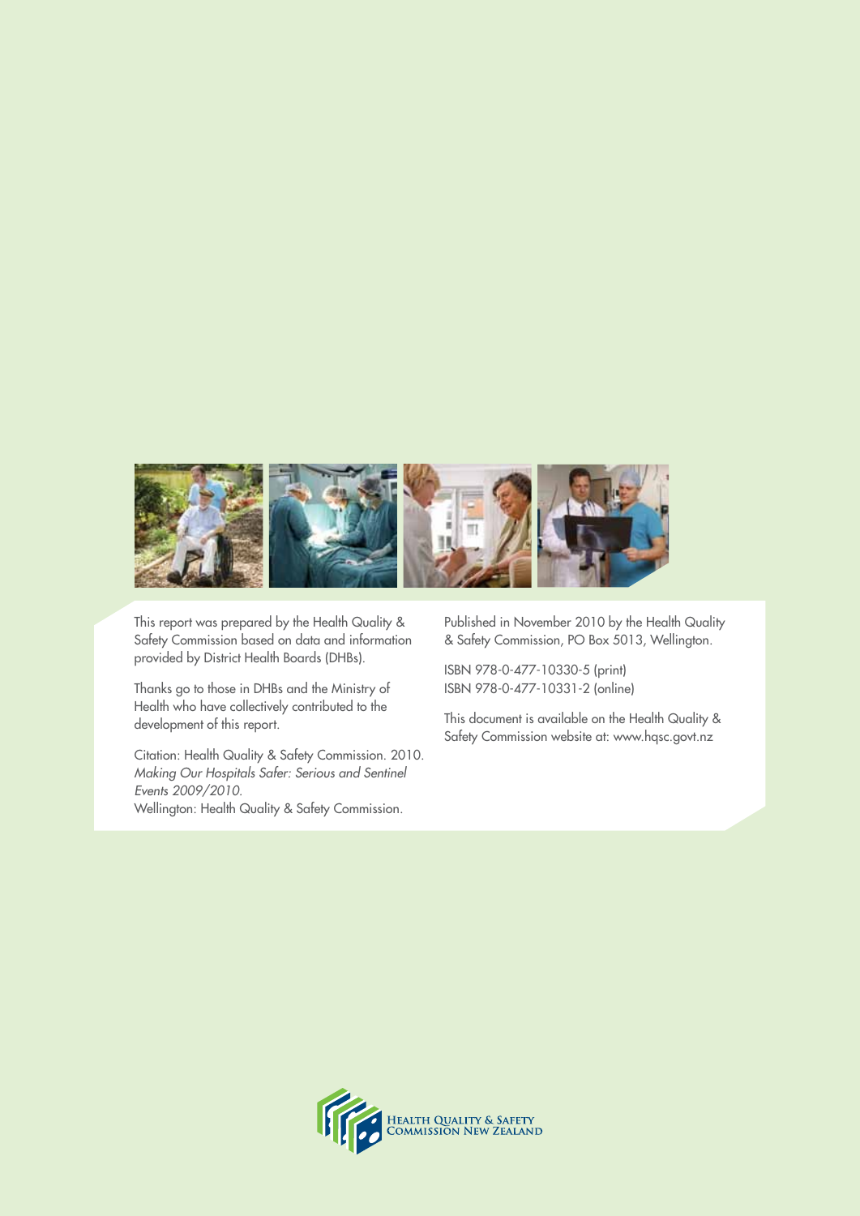This report was prepared by the Health Quality & Safety Commission based on data and information provided by District Health Boards (DHBs).

Thanks go to those in DHBs and the Ministry of Health who have collectively contributed to the development of this report.

Citation: Health Quality & Safety Commission. 2010. *Making Our Hospitals Safer: Serious and Sentinel Events 2009/2010.* Wellington: Health Quality & Safety Commission.

Published in November 2010 by the Health Quality & Safety Commission, PO Box 5013, Wellington.

ISBN 978-0-477-10330-5 (print)
ISBN 978-0-477-10331-2 (online)

This document is available on the Health Quality & Safety Commission website at: www.hqsc.govt.nz

Health Quality & Safety Commission New Zealand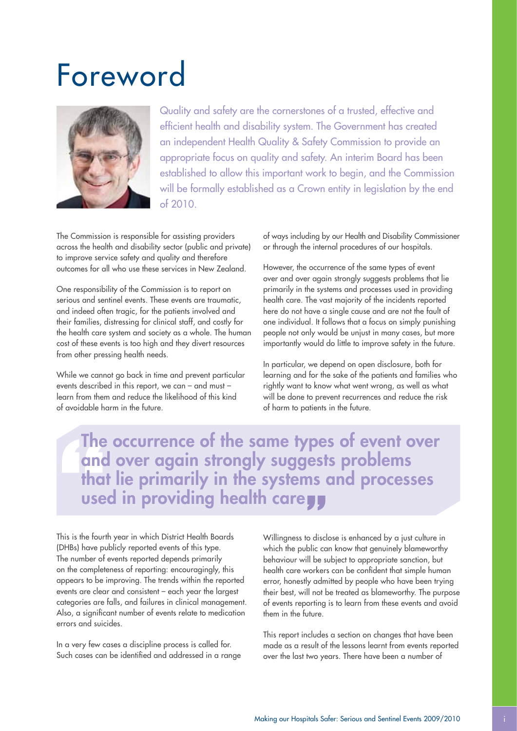# Foreword

Quality and safety are the cornerstones of a trusted, effective and efficient health and disability system. The Government has created an independent Health Quality & Safety Commission to provide an appropriate focus on quality and safety. An interim Board has been established to allow this important work to begin, and the Commission will be formally established as a Crown entity in legislation by the end of 2010.

The Commission is responsible for assisting providers across the health and disability sector (public and private) to improve service safety and quality and therefore outcomes for all who use these services in New Zealand.

One responsibility of the Commission is to report on serious and sentinel events. These events are traumatic, and indeed often tragic, for the patients involved and their families, distressing for clinical staff, and costly for the health care system and society as a whole. The human cost of these events is too high and they divert resources from other pressing health needs.

While we cannot go back in time and prevent particular events described in this report, we can – and must – learn from them and reduce the likelihood of this kind of avoidable harm in the future.

In a very few cases a discipline process is called for. Such cases can be identified and addressed in a range of ways including by our Health and Disability Commissioner or through the internal procedures of our hospitals.

However, the occurrence of the same types of event over and over again strongly suggests problems that lie primarily in the systems and processes used in providing health care. The vast majority of the incidents reported here do not have a single cause and are not the fault of one individual. It follows that a focus on simply punishing people not only would be unjust in many cases, but more importantly would do little to improve safety in the future.

In particular, we depend on open disclosure, both for learning and for the sake of the patients and families who rightly want to know what went wrong, as well as what will be done to prevent recurrences and reduce the risk of harm to patients in the future.

> **"The occurrence of the same types of event over and over again strongly suggests problems that lie primarily in the systems and processes used in providing health care"**

This is the fourth year in which District Health Boards (DHBs) have publicly reported events of this type. The number of events reported depends primarily on the completeness of reporting: encouragingly, this appears to be improving. The trends within the reported events are clear and consistent – each year the largest categories are falls, and failures in clinical management. Also, a significant number of events relate to medication errors and suicides.

Willingness to disclose is enhanced by a just culture in which the public can know that genuinely blameworthy behaviour will be subject to appropriate sanction, but health care workers can be confident that simple human error, honestly admitted by people who have been trying their best, will not be treated as blameworthy. The purpose of events reporting is to learn from these events and avoid them in the future.

This report includes a section on changes that have been made as a result of the lessons learnt from events reported over the last two years. There have been a number of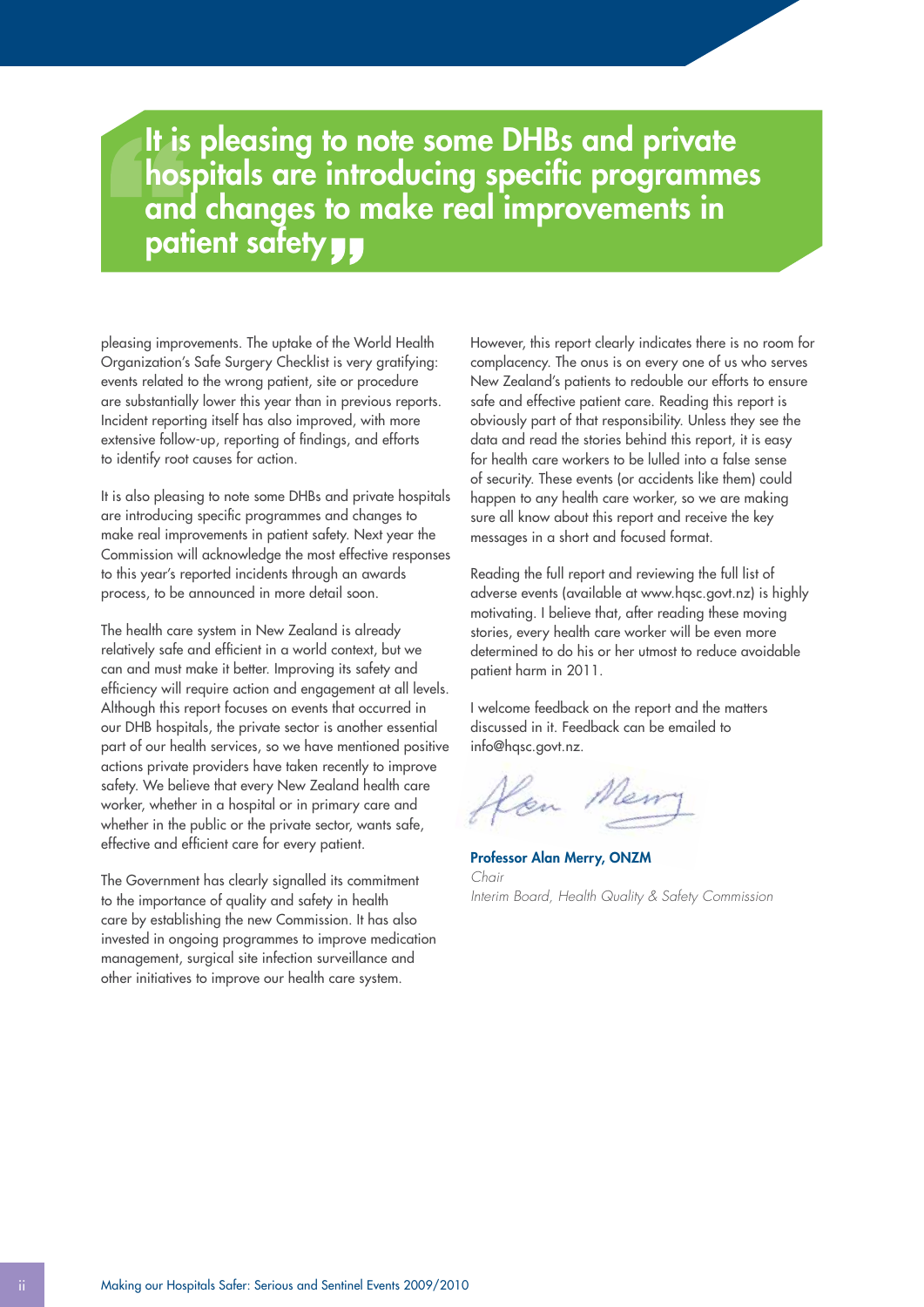> **It is pleasing to note some DHBs and private hospitals are introducing specific programmes and changes to make real improvements in patient safety**

pleasing improvements. The uptake of the World Health Organization's Safe Surgery Checklist is very gratifying: events related to the wrong patient, site or procedure are substantially lower this year than in previous reports. Incident reporting itself has also improved, with more extensive follow-up, reporting of findings, and efforts to identify root causes for action.

It is also pleasing to note some DHBs and private hospitals are introducing specific programmes and changes to make real improvements in patient safety. Next year the Commission will acknowledge the most effective responses to this year's reported incidents through an awards process, to be announced in more detail soon.

The health care system in New Zealand is already relatively safe and efficient in a world context, but we can and must make it better. Improving its safety and efficiency will require action and engagement at all levels. Although this report focuses on events that occurred in our DHB hospitals, the private sector is another essential part of our health services, so we have mentioned positive actions private providers have taken recently to improve safety. We believe that every New Zealand health care worker, whether in a hospital or in primary care and whether in the public or the private sector, wants safe, effective and efficient care for every patient.

The Government has clearly signalled its commitment to the importance of quality and safety in health care by establishing the new Commission. It has also invested in ongoing programmes to improve medication management, surgical site infection surveillance and other initiatives to improve our health care system.

However, this report clearly indicates there is no room for complacency. The onus is on every one of us who serves New Zealand's patients to redouble our efforts to ensure safe and effective patient care. Reading this report is obviously part of that responsibility. Unless they see the data and read the stories behind this report, it is easy for health care workers to be lulled into a false sense of security. These events (or accidents like them) could happen to any health care worker, so we are making sure all know about this report and receive the key messages in a short and focused format.

Reading the full report and reviewing the full list of adverse events (available at www.hqsc.govt.nz) is highly motivating. I believe that, after reading these moving stories, every health care worker will be even more determined to do his or her utmost to reduce avoidable patient harm in 2011.

I welcome feedback on the report and the matters discussed in it. Feedback can be emailed to info@hqsc.govt.nz.

**Professor Alan Merry, ONZM**
*Chair*
*Interim Board, Health Quality & Safety Commission*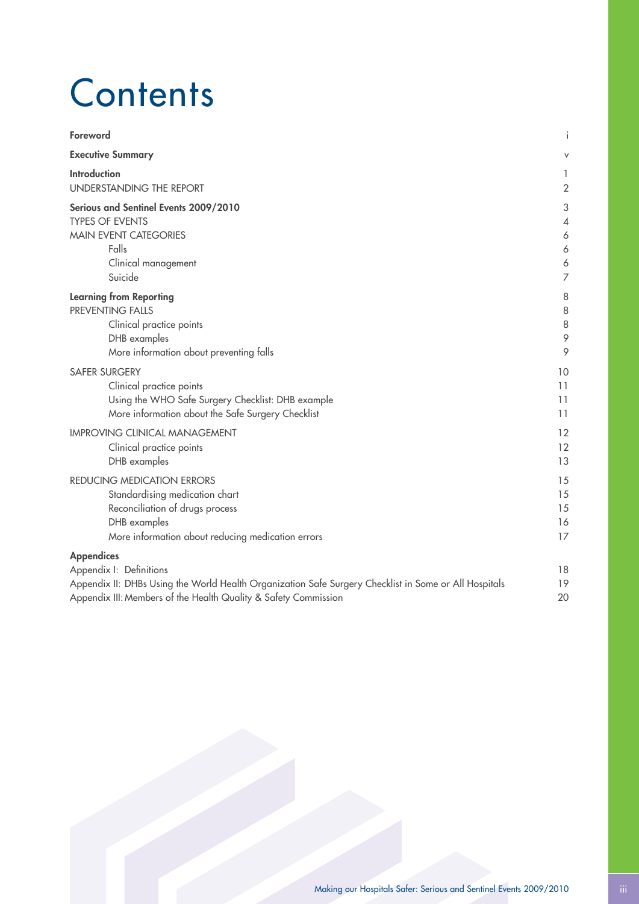# Contents

| | |
|---|---|
| **Foreword** | i |
| **Executive Summary** | v |
| **Introduction** | 1 |
| UNDERSTANDING THE REPORT | 2 |
| **Serious and Sentinel Events 2009/2010** | 3 |
| TYPES OF EVENTS | 4 |
| MAIN EVENT CATEGORIES | 6 |
| Falls | 6 |
| Clinical management | 6 |
| Suicide | 7 |
| **Learning from Reporting** | 8 |
| PREVENTING FALLS | 8 |
| Clinical practice points | 8 |
| DHB examples | 9 |
| More information about preventing falls | 9 |
| SAFER SURGERY | 10 |
| Clinical practice points | 11 |
| Using the WHO Safe Surgery Checklist: DHB example | 11 |
| More information about the Safe Surgery Checklist | 11 |
| IMPROVING CLINICAL MANAGEMENT | 12 |
| Clinical practice points | 12 |
| DHB examples | 13 |
| REDUCING MEDICATION ERRORS | 15 |
| Standardising medication chart | 15 |
| Reconciliation of drugs process | 15 |
| DHB examples | 16 |
| More information about reducing medication errors | 17 |
| **Appendices** | |
| Appendix I: Definitions | 18 |
| Appendix II: DHBs Using the World Health Organization Safe Surgery Checklist in Some or All Hospitals | 19 |
| Appendix III: Members of the Health Quality & Safety Commission | 20 |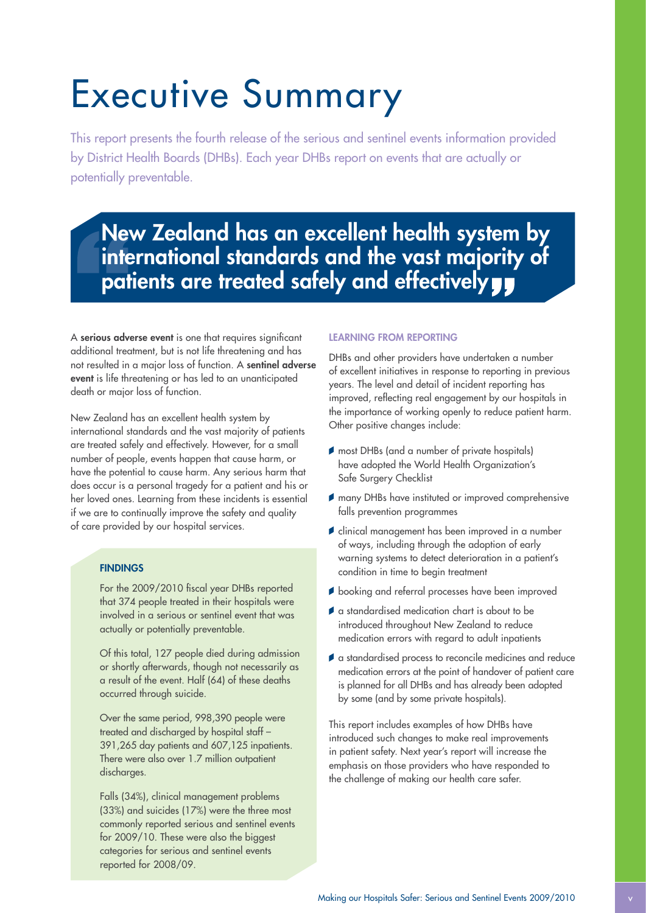# Executive Summary

This report presents the fourth release of the serious and sentinel events information provided by District Health Boards (DHBs). Each year DHBs report on events that are actually or potentially preventable.

> **New Zealand has an excellent health system by international standards and the vast majority of patients are treated safely and effectively**

A **serious adverse event** is one that requires significant additional treatment, but is not life threatening and has not resulted in a major loss of function. A **sentinel adverse event** is life threatening or has led to an unanticipated death or major loss of function.

New Zealand has an excellent health system by international standards and the vast majority of patients are treated safely and effectively. However, for a small number of people, events happen that cause harm, or have the potential to cause harm. Any serious harm that does occur is a personal tragedy for a patient and his or her loved ones. Learning from these incidents is essential if we are to continually improve the safety and quality of care provided by our hospital services.

### FINDINGS

For the 2009/2010 fiscal year DHBs reported that 374 people treated in their hospitals were involved in a serious or sentinel event that was actually or potentially preventable.

Of this total, 127 people died during admission or shortly afterwards, though not necessarily as a result of the event. Half (64) of these deaths occurred through suicide.

Over the same period, 998,390 people were treated and discharged by hospital staff – 391,265 day patients and 607,125 inpatients. There were also over 1.7 million outpatient discharges.

Falls (34%), clinical management problems (33%) and suicides (17%) were the three most commonly reported serious and sentinel events for 2009/10. These were also the biggest categories for serious and sentinel events reported for 2008/09.

### LEARNING FROM REPORTING

DHBs and other providers have undertaken a number of excellent initiatives in response to reporting in previous years. The level and detail of incident reporting has improved, reflecting real engagement by our hospitals in the importance of working openly to reduce patient harm. Other positive changes include:

- most DHBs (and a number of private hospitals) have adopted the World Health Organization's Safe Surgery Checklist
- many DHBs have instituted or improved comprehensive falls prevention programmes
- clinical management has been improved in a number of ways, including through the adoption of early warning systems to detect deterioration in a patient's condition in time to begin treatment
- booking and referral processes have been improved
- a standardised medication chart is about to be introduced throughout New Zealand to reduce medication errors with regard to adult inpatients
- a standardised process to reconcile medicines and reduce medication errors at the point of handover of patient care is planned for all DHBs and has already been adopted by some (and by some private hospitals).

This report includes examples of how DHBs have introduced such changes to make real improvements in patient safety. Next year's report will increase the emphasis on those providers who have responded to the challenge of making our health care safer.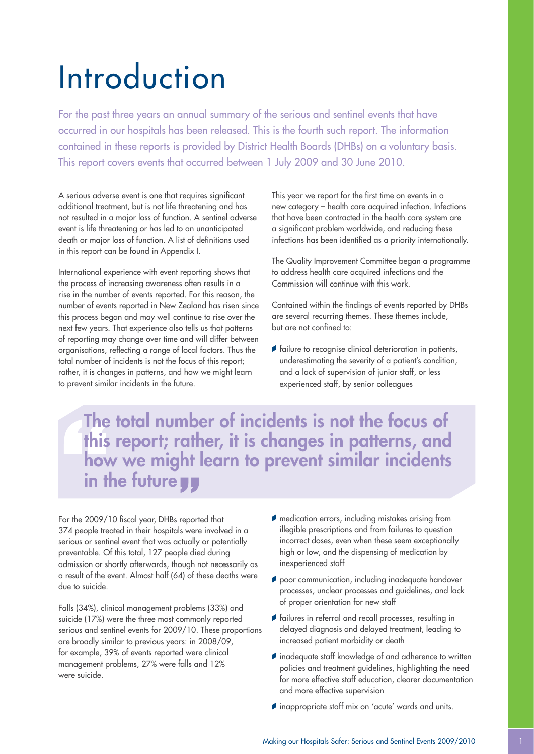# Introduction

For the past three years an annual summary of the serious and sentinel events that have occurred in our hospitals has been released. This is the fourth such report. The information contained in these reports is provided by District Health Boards (DHBs) on a voluntary basis. This report covers events that occurred between 1 July 2009 and 30 June 2010.

A serious adverse event is one that requires significant additional treatment, but is not life threatening and has not resulted in a major loss of function. A sentinel adverse event is life threatening or has led to an unanticipated death or major loss of function. A list of definitions used in this report can be found in Appendix I.

International experience with event reporting shows that the process of increasing awareness often results in a rise in the number of events reported. For this reason, the number of events reported in New Zealand has risen since this process began and may well continue to rise over the next few years. That experience also tells us that patterns of reporting may change over time and will differ between organisations, reflecting a range of local factors. Thus the total number of incidents is not the focus of this report; rather, it is changes in patterns, and how we might learn to prevent similar incidents in the future.

> **The total number of incidents is not the focus of this report; rather, it is changes in patterns, and how we might learn to prevent similar incidents in the future**

For the 2009/10 fiscal year, DHBs reported that 374 people treated in their hospitals were involved in a serious or sentinel event that was actually or potentially preventable. Of this total, 127 people died during admission or shortly afterwards, though not necessarily as a result of the event. Almost half (64) of these deaths were due to suicide.

Falls (34%), clinical management problems (33%) and suicide (17%) were the three most commonly reported serious and sentinel events for 2009/10. These proportions are broadly similar to previous years: in 2008/09, for example, 39% of events reported were clinical management problems, 27% were falls and 12% were suicide.

This year we report for the first time on events in a new category – health care acquired infection. Infections that have been contracted in the health care system are a significant problem worldwide, and reducing these infections has been identified as a priority internationally.

The Quality Improvement Committee began a programme to address health care acquired infections and the Commission will continue with this work.

Contained within the findings of events reported by DHBs are several recurring themes. These themes include, but are not confined to:

- failure to recognise clinical deterioration in patients, underestimating the severity of a patient's condition, and a lack of supervision of junior staff, or less experienced staff, by senior colleagues
- medication errors, including mistakes arising from illegible prescriptions and from failures to question incorrect doses, even when these seem exceptionally high or low, and the dispensing of medication by inexperienced staff
- poor communication, including inadequate handover processes, unclear processes and guidelines, and lack of proper orientation for new staff
- failures in referral and recall processes, resulting in delayed diagnosis and delayed treatment, leading to increased patient morbidity or death
- inadequate staff knowledge of and adherence to written policies and treatment guidelines, highlighting the need for more effective staff education, clearer documentation and more effective supervision
- inappropriate staff mix on 'acute' wards and units.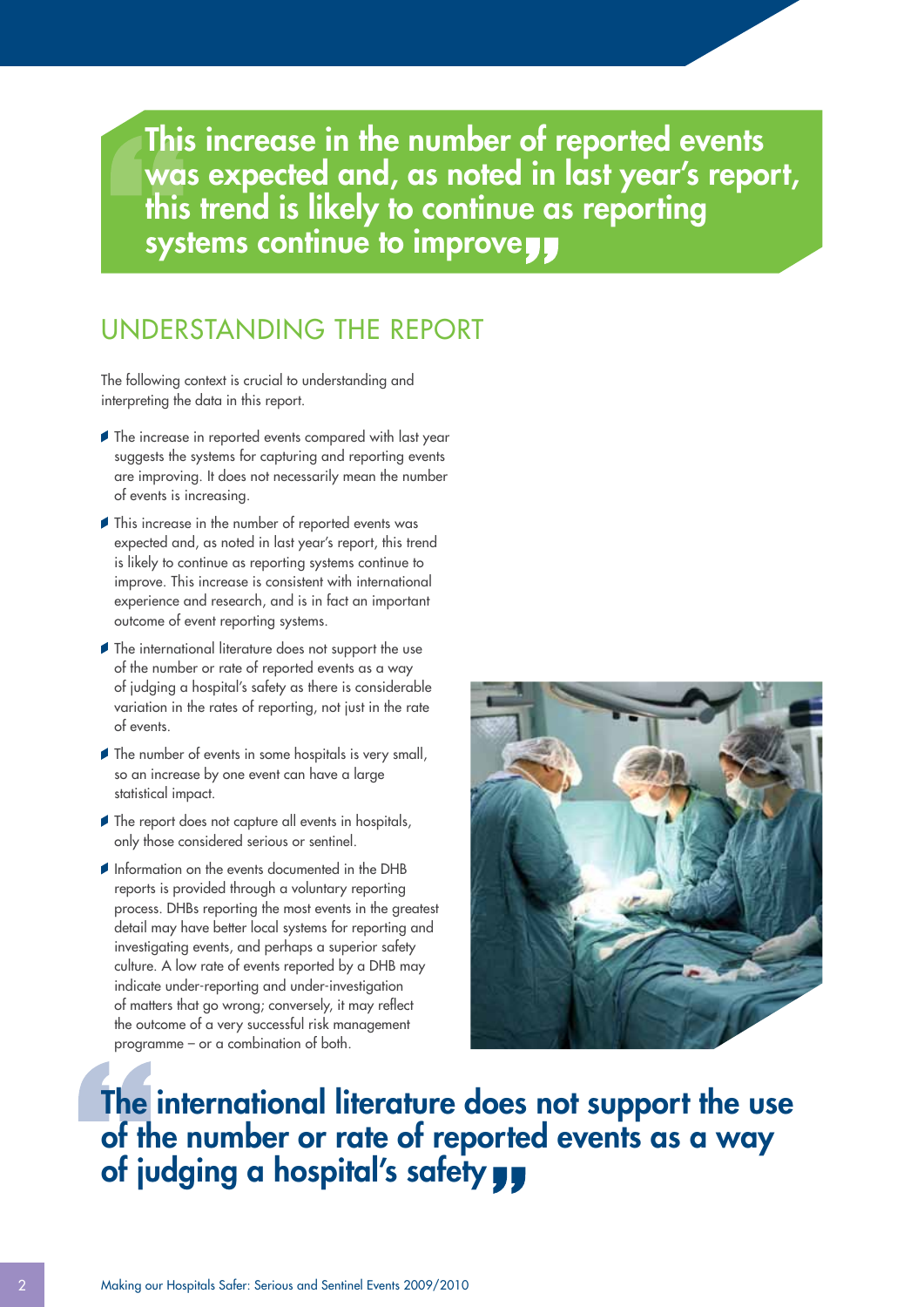> This increase in the number of reported events was expected and, as noted in last year's report, this trend is likely to continue as reporting systems continue to improve

## UNDERSTANDING THE REPORT

The following context is crucial to understanding and interpreting the data in this report.

- The increase in reported events compared with last year suggests the systems for capturing and reporting events are improving. It does not necessarily mean the number of events is increasing.
- This increase in the number of reported events was expected and, as noted in last year's report, this trend is likely to continue as reporting systems continue to improve. This increase is consistent with international experience and research, and is in fact an important outcome of event reporting systems.
- The international literature does not support the use of the number or rate of reported events as a way of judging a hospital's safety as there is considerable variation in the rates of reporting, not just in the rate of events.
- The number of events in some hospitals is very small, so an increase by one event can have a large statistical impact.
- The report does not capture all events in hospitals, only those considered serious or sentinel.
- Information on the events documented in the DHB reports is provided through a voluntary reporting process. DHBs reporting the most events in the greatest detail may have better local systems for reporting and investigating events, and perhaps a superior safety culture. A low rate of events reported by a DHB may indicate under-reporting and under-investigation of matters that go wrong; conversely, it may reflect the outcome of a very successful risk management programme – or a combination of both.

> The international literature does not support the use of the number or rate of reported events as a way of judging a hospital's safety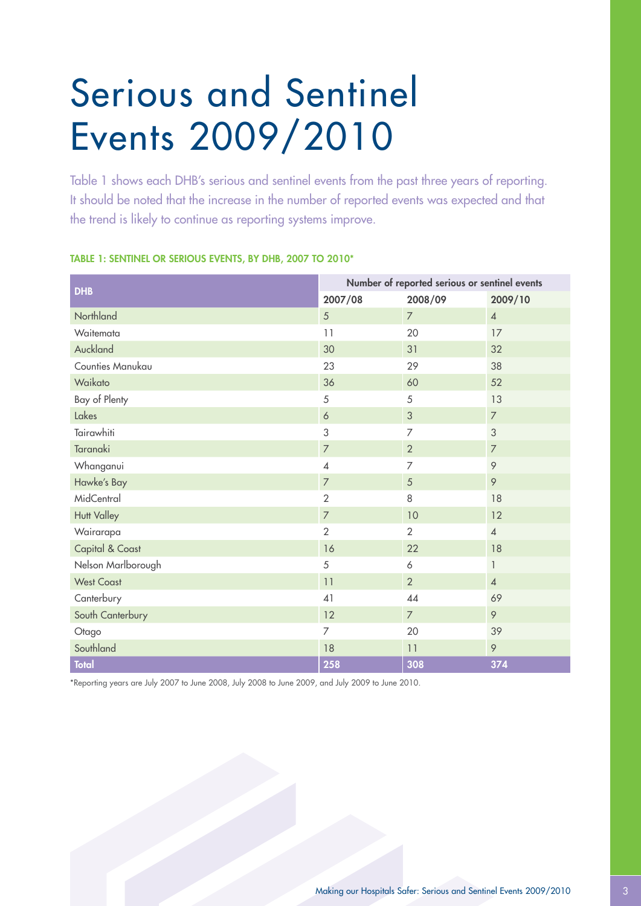# Serious and Sentinel Events 2009/2010

Table 1 shows each DHB's serious and sentinel events from the past three years of reporting. It should be noted that the increase in the number of reported events was expected and that the trend is likely to continue as reporting systems improve.

**TABLE 1: SENTINEL OR SERIOUS EVENTS, BY DHB, 2007 TO 2010***

| DHB | Number of reported serious or sentinel events | | |
|---|---|---|---|
| | 2007/08 | 2008/09 | 2009/10 |
| Northland | 5 | 7 | 4 |
| Waitemata | 11 | 20 | 17 |
| Auckland | 30 | 31 | 32 |
| Counties Manukau | 23 | 29 | 38 |
| Waikato | 36 | 60 | 52 |
| Bay of Plenty | 5 | 5 | 13 |
| Lakes | 6 | 3 | 7 |
| Tairawhiti | 3 | 7 | 3 |
| Taranaki | 7 | 2 | 7 |
| Whanganui | 4 | 7 | 9 |
| Hawke's Bay | 7 | 5 | 9 |
| MidCentral | 2 | 8 | 18 |
| Hutt Valley | 7 | 10 | 12 |
| Wairarapa | 2 | 2 | 4 |
| Capital & Coast | 16 | 22 | 18 |
| Nelson Marlborough | 5 | 6 | 1 |
| West Coast | 11 | 2 | 4 |
| Canterbury | 41 | 44 | 69 |
| South Canterbury | 12 | 7 | 9 |
| Otago | 7 | 20 | 39 |
| Southland | 18 | 11 | 9 |
| **Total** | **258** | **308** | **374** |

*Reporting years are July 2007 to June 2008, July 2008 to June 2009, and July 2009 to June 2010.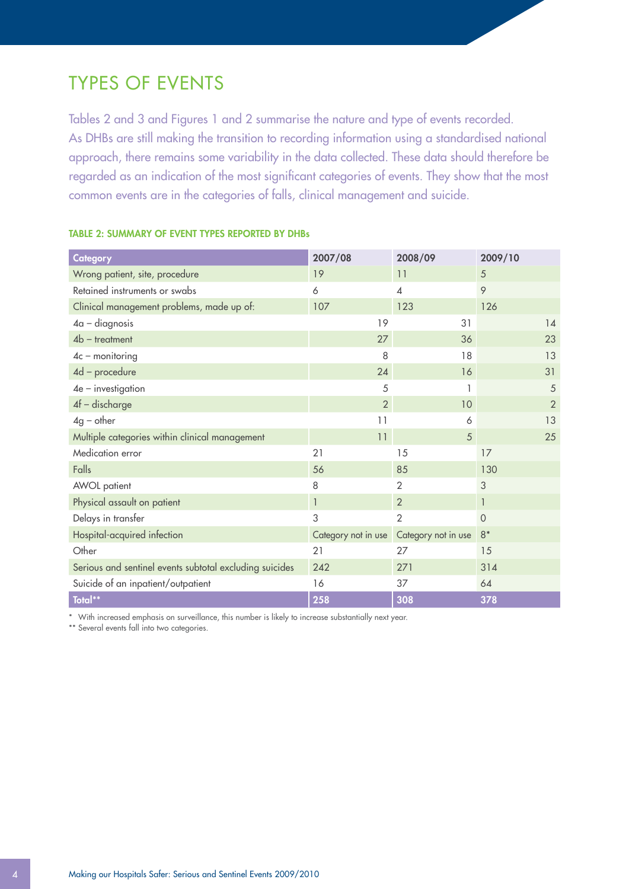# TYPES OF EVENTS

Tables 2 and 3 and Figures 1 and 2 summarise the nature and type of events recorded. As DHBs are still making the transition to recording information using a standardised national approach, there remains some variability in the data collected. These data should therefore be regarded as an indication of the most significant categories of events. They show that the most common events are in the categories of falls, clinical management and suicide.

#### TABLE 2: SUMMARY OF EVENT TYPES REPORTED BY DHBs

| Category | 2007/08 | 2008/09 | 2009/10 |
|---|---|---|---|
| Wrong patient, site, procedure | 19 | 11 | 5 |
| Retained instruments or swabs | 6 | 4 | 9 |
| Clinical management problems, made up of: | 107 | 123 | 126 |
| 4a – diagnosis | 19 | 31 | 14 |
| 4b – treatment | 27 | 36 | 23 |
| 4c – monitoring | 8 | 18 | 13 |
| 4d – procedure | 24 | 16 | 31 |
| 4e – investigation | 5 | 1 | 5 |
| 4f – discharge | 2 | 10 | 2 |
| 4g – other | 11 | 6 | 13 |
| Multiple categories within clinical management | 11 | 5 | 25 |
| Medication error | 21 | 15 | 17 |
| Falls | 56 | 85 | 130 |
| AWOL patient | 8 | 2 | 3 |
| Physical assault on patient | 1 | 2 | 1 |
| Delays in transfer | 3 | 2 | 0 |
| Hospital-acquired infection | Category not in use | Category not in use | 8* |
| Other | 21 | 27 | 15 |
| Serious and sentinel events subtotal excluding suicides | 242 | 271 | 314 |
| Suicide of an inpatient/outpatient | 16 | 37 | 64 |
| **Total**** | **258** | **308** | **378** |

\* With increased emphasis on surveillance, this number is likely to increase substantially next year.

** Several events fall into two categories.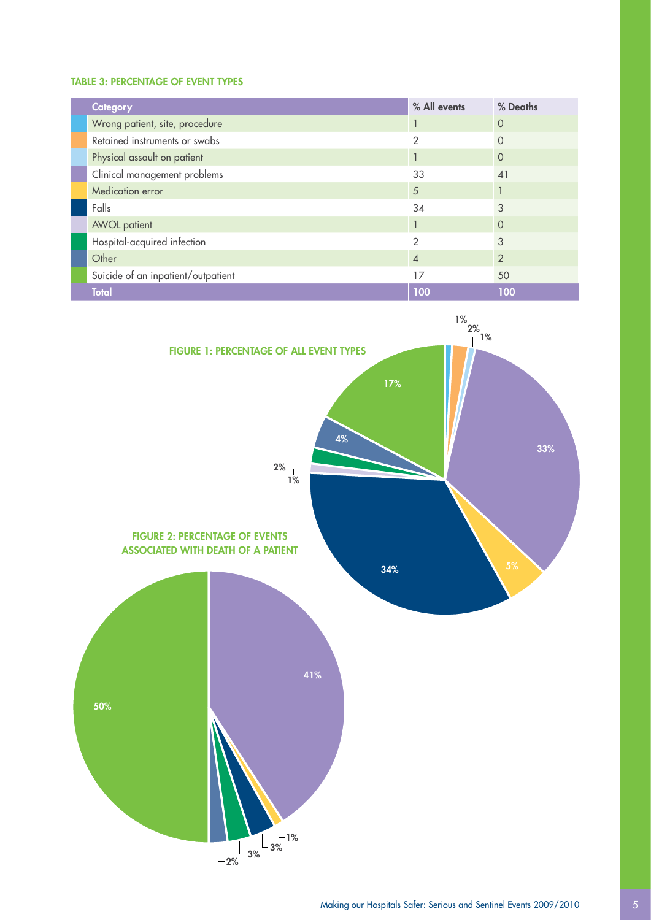#### TABLE 3: PERCENTAGE OF EVENT TYPES

| Category | % All events | % Deaths |
|---|---|---|
| Wrong patient, site, procedure | 1 | 0 |
| Retained instruments or swabs | 2 | 0 |
| Physical assault on patient | 1 | 0 |
| Clinical management problems | 33 | 41 |
| Medication error | 5 | 1 |
| Falls | 34 | 3 |
| AWOL patient | 1 | 0 |
| Hospital-acquired infection | 2 | 3 |
| Other | 4 | 2 |
| Suicide of an inpatient/outpatient | 17 | 50 |
| **Total** | **100** | **100** |

#### FIGURE 1: PERCENTAGE OF ALL EVENT TYPES

1% 2% 1% 33% 5% 34% 1% 2% 4% 17%

#### FIGURE 2: PERCENTAGE OF EVENTS ASSOCIATED WITH DEATH OF A PATIENT

41% 1% 3% 3% 2% 50%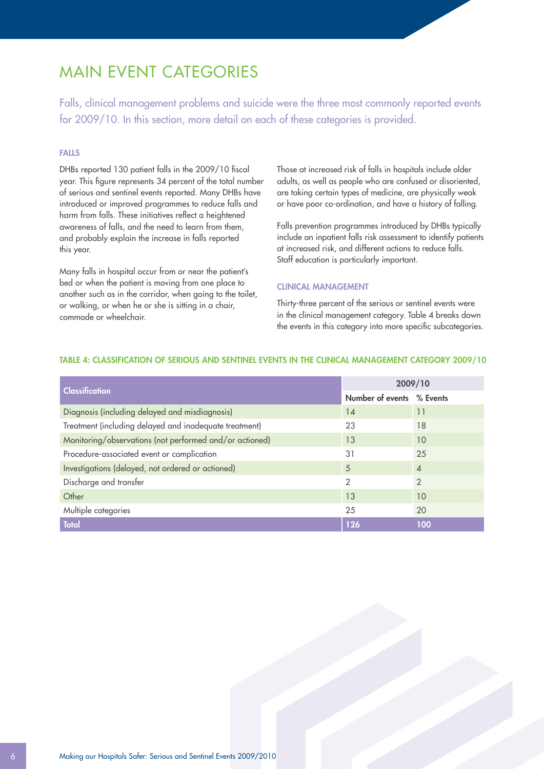# MAIN EVENT CATEGORIES

Falls, clinical management problems and suicide were the three most commonly reported events for 2009/10. In this section, more detail on each of these categories is provided.

### FALLS

DHBs reported 130 patient falls in the 2009/10 fiscal year. This figure represents 34 percent of the total number of serious and sentinel events reported. Many DHBs have introduced or improved programmes to reduce falls and harm from falls. These initiatives reflect a heightened awareness of falls, and the need to learn from them, and probably explain the increase in falls reported this year.

Many falls in hospital occur from or near the patient's bed or when the patient is moving from one place to another such as in the corridor, when going to the toilet, or walking, or when he or she is sitting in a chair, commode or wheelchair.

Those at increased risk of falls in hospitals include older adults, as well as people who are confused or disoriented, are taking certain types of medicine, are physically weak or have poor co-ordination, and have a history of falling.

Falls prevention programmes introduced by DHBs typically include an inpatient falls risk assessment to identify patients at increased risk, and different actions to reduce falls. Staff education is particularly important.

### CLINICAL MANAGEMENT

Thirty-three percent of the serious or sentinel events were in the clinical management category. Table 4 breaks down the events in this category into more specific subcategories.

**TABLE 4: CLASSIFICATION OF SERIOUS AND SENTINEL EVENTS IN THE CLINICAL MANAGEMENT CATEGORY 2009/10**

| Classification | 2009/10 | |
|---|---|---|
| | Number of events | % Events |
| Diagnosis (including delayed and misdiagnosis) | 14 | 11 |
| Treatment (including delayed and inadequate treatment) | 23 | 18 |
| Monitoring/observations (not performed and/or actioned) | 13 | 10 |
| Procedure-associated event or complication | 31 | 25 |
| Investigations (delayed, not ordered or actioned) | 5 | 4 |
| Discharge and transfer | 2 | 2 |
| Other | 13 | 10 |
| Multiple categories | 25 | 20 |
| **Total** | **126** | **100** |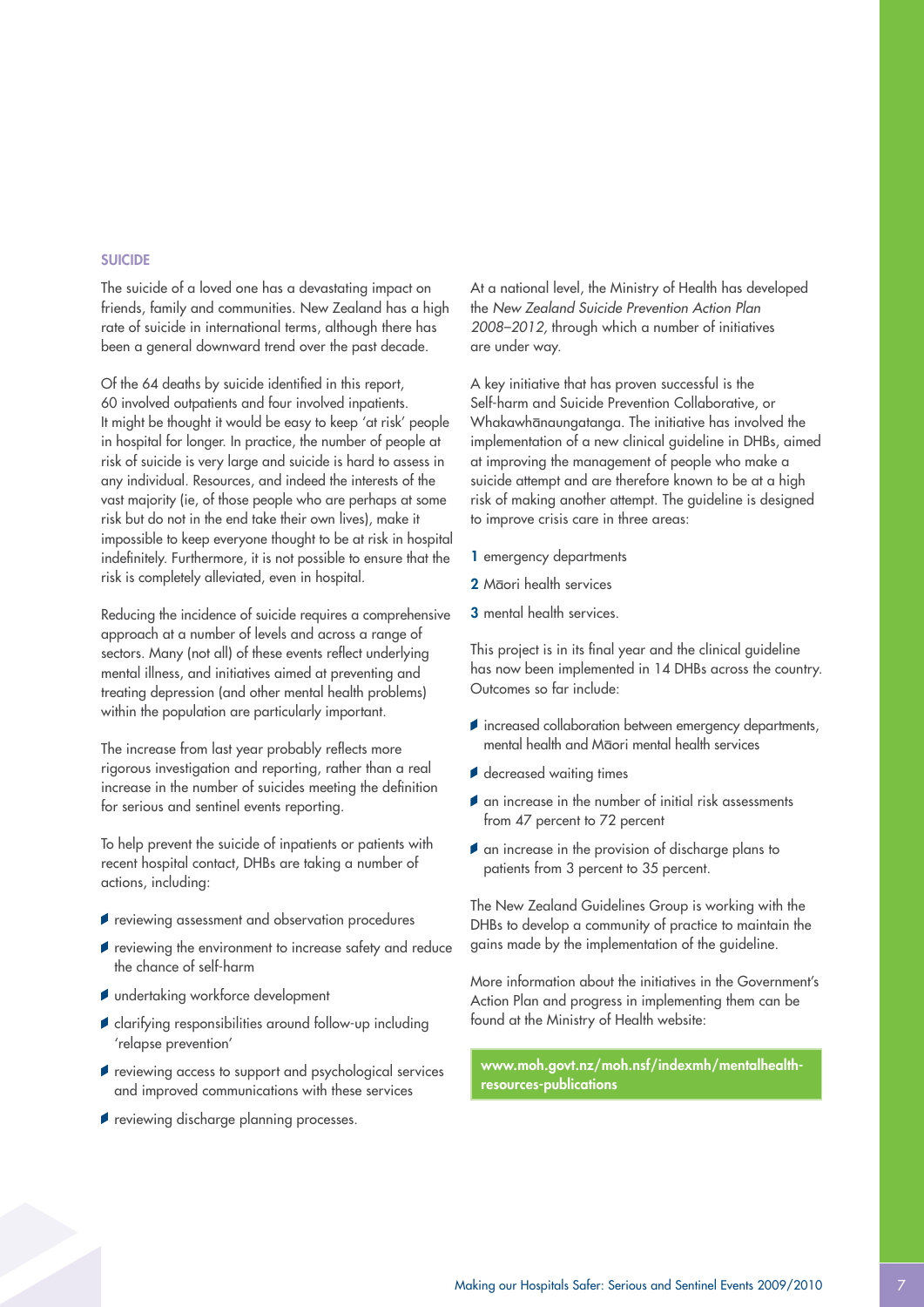## SUICIDE

The suicide of a loved one has a devastating impact on friends, family and communities. New Zealand has a high rate of suicide in international terms, although there has been a general downward trend over the past decade.

Of the 64 deaths by suicide identified in this report, 60 involved outpatients and four involved inpatients. It might be thought it would be easy to keep 'at risk' people in hospital for longer. In practice, the number of people at risk of suicide is very large and suicide is hard to assess in any individual. Resources, and indeed the interests of the vast majority (ie, of those people who are perhaps at some risk but do not in the end take their own lives), make it impossible to keep everyone thought to be at risk in hospital indefinitely. Furthermore, it is not possible to ensure that the risk is completely alleviated, even in hospital.

Reducing the incidence of suicide requires a comprehensive approach at a number of levels and across a range of sectors. Many (not all) of these events reflect underlying mental illness, and initiatives aimed at preventing and treating depression (and other mental health problems) within the population are particularly important.

The increase from last year probably reflects more rigorous investigation and reporting, rather than a real increase in the number of suicides meeting the definition for serious and sentinel events reporting.

To help prevent the suicide of inpatients or patients with recent hospital contact, DHBs are taking a number of actions, including:

- reviewing assessment and observation procedures
- reviewing the environment to increase safety and reduce the chance of self-harm
- undertaking workforce development
- clarifying responsibilities around follow-up including 'relapse prevention'
- reviewing access to support and psychological services and improved communications with these services
- reviewing discharge planning processes.

At a national level, the Ministry of Health has developed the *New Zealand Suicide Prevention Action Plan 2008–2012*, through which a number of initiatives are under way.

A key initiative that has proven successful is the Self-harm and Suicide Prevention Collaborative, or Whakawhānaungatanga. The initiative has involved the implementation of a new clinical guideline in DHBs, aimed at improving the management of people who make a suicide attempt and are therefore known to be at a high risk of making another attempt. The guideline is designed to improve crisis care in three areas:

1. emergency departments
2. Māori health services
3. mental health services.

This project is in its final year and the clinical guideline has now been implemented in 14 DHBs across the country. Outcomes so far include:

- increased collaboration between emergency departments, mental health and Māori mental health services
- decreased waiting times
- an increase in the number of initial risk assessments from 47 percent to 72 percent
- an increase in the provision of discharge plans to patients from 3 percent to 35 percent.

The New Zealand Guidelines Group is working with the DHBs to develop a community of practice to maintain the gains made by the implementation of the guideline.

More information about the initiatives in the Government's Action Plan and progress in implementing them can be found at the Ministry of Health website:

**www.moh.govt.nz/moh.nsf/indexmh/mentalhealth-resources-publications**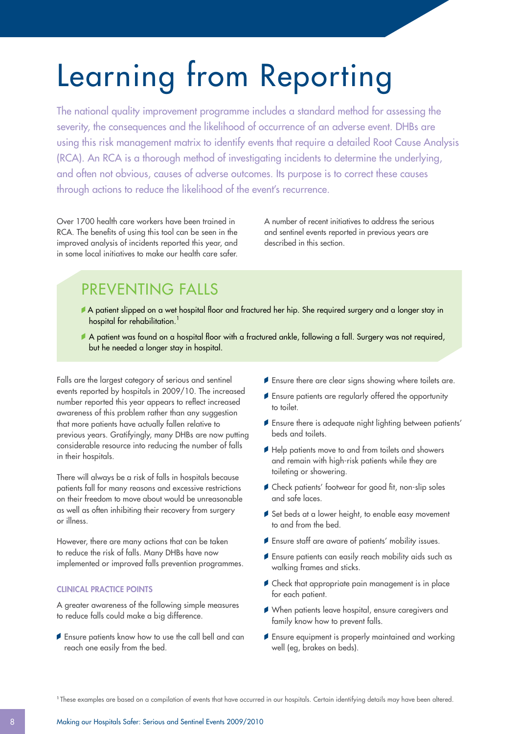# Learning from Reporting

The national quality improvement programme includes a standard method for assessing the severity, the consequences and the likelihood of occurrence of an adverse event. DHBs are using this risk management matrix to identify events that require a detailed Root Cause Analysis (RCA). An RCA is a thorough method of investigating incidents to determine the underlying, and often not obvious, causes of adverse outcomes. Its purpose is to correct these causes through actions to reduce the likelihood of the event's recurrence.

Over 1700 health care workers have been trained in RCA. The benefits of using this tool can be seen in the improved analysis of incidents reported this year, and in some local initiatives to make our health care safer.

A number of recent initiatives to address the serious and sentinel events reported in previous years are described in this section.

## PREVENTING FALLS

- A patient slipped on a wet hospital floor and fractured her hip. She required surgery and a longer stay in hospital for rehabilitation.[1]
- A patient was found on a hospital floor with a fractured ankle, following a fall. Surgery was not required, but he needed a longer stay in hospital.

Falls are the largest category of serious and sentinel events reported by hospitals in 2009/10. The increased number reported this year appears to reflect increased awareness of this problem rather than any suggestion that more patients have actually fallen relative to previous years. Gratifyingly, many DHBs are now putting considerable resource into reducing the number of falls in their hospitals.

There will always be a risk of falls in hospitals because patients fall for many reasons and excessive restrictions on their freedom to move about would be unreasonable as well as often inhibiting their recovery from surgery or illness.

However, there are many actions that can be taken to reduce the risk of falls. Many DHBs have now implemented or improved falls prevention programmes.

### CLINICAL PRACTICE POINTS

A greater awareness of the following simple measures to reduce falls could make a big difference.

- Ensure patients know how to use the call bell and can reach one easily from the bed.
- Ensure there are clear signs showing where toilets are.
- Ensure patients are regularly offered the opportunity to toilet.
- Ensure there is adequate night lighting between patients' beds and toilets.
- Help patients move to and from toilets and showers and remain with high-risk patients while they are toileting or showering.
- Check patients' footwear for good fit, non-slip soles and safe laces.
- Set beds at a lower height, to enable easy movement to and from the bed.
- Ensure staff are aware of patients' mobility issues.
- Ensure patients can easily reach mobility aids such as walking frames and sticks.
- Check that appropriate pain management is in place for each patient.
- When patients leave hospital, ensure caregivers and family know how to prevent falls.
- Ensure equipment is properly maintained and working well (eg, brakes on beds).

[1] These examples are based on a compilation of events that have occurred in our hospitals. Certain identifying details may have been altered.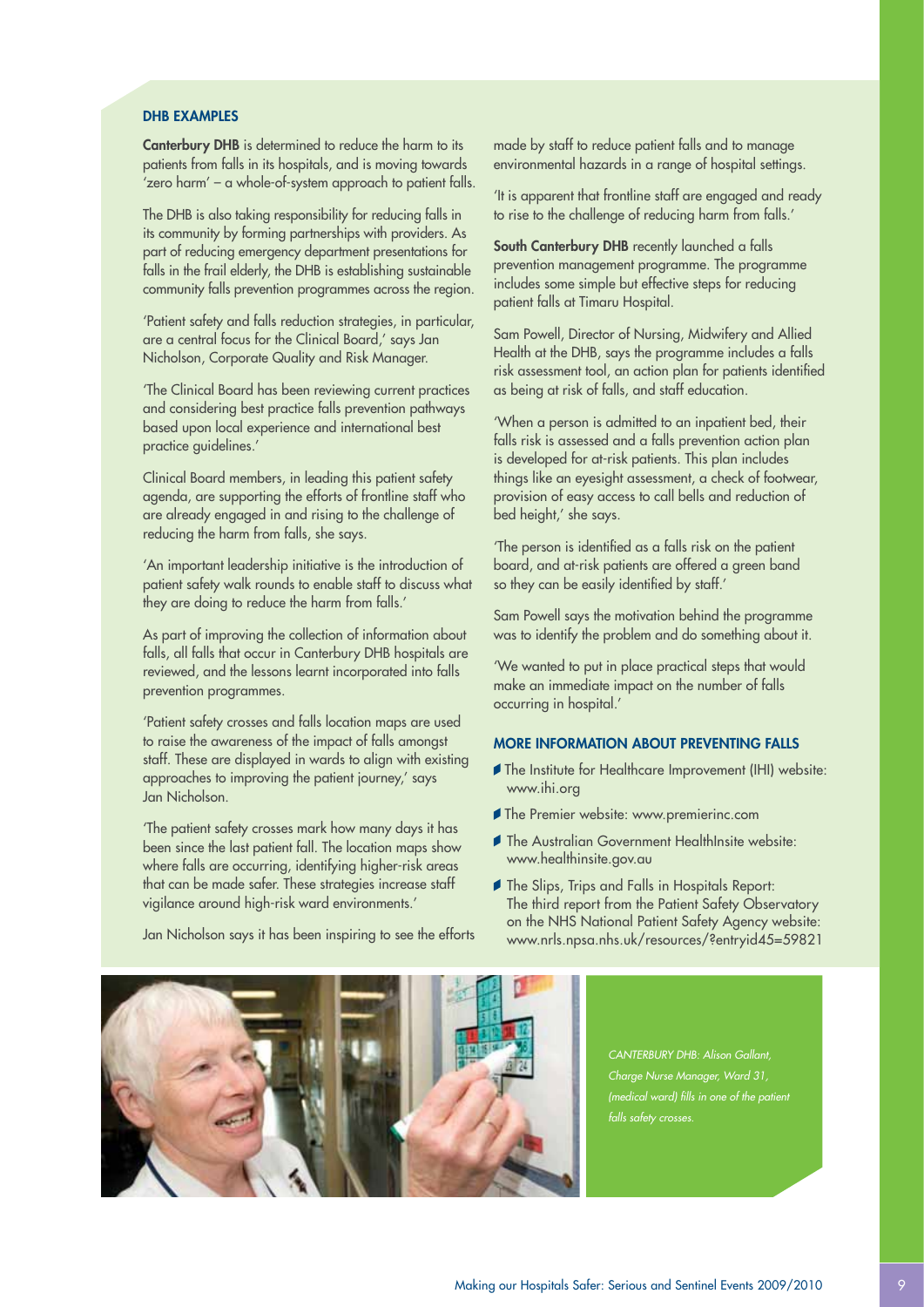### DHB EXAMPLES

**Canterbury DHB** is determined to reduce the harm to its patients from falls in its hospitals, and is moving towards 'zero harm' – a whole-of-system approach to patient falls.

The DHB is also taking responsibility for reducing falls in its community by forming partnerships with providers. As part of reducing emergency department presentations for falls in the frail elderly, the DHB is establishing sustainable community falls prevention programmes across the region.

'Patient safety and falls reduction strategies, in particular, are a central focus for the Clinical Board,' says Jan Nicholson, Corporate Quality and Risk Manager.

'The Clinical Board has been reviewing current practices and considering best practice falls prevention pathways based upon local experience and international best practice guidelines.'

Clinical Board members, in leading this patient safety agenda, are supporting the efforts of frontline staff who are already engaged in and rising to the challenge of reducing the harm from falls, she says.

'An important leadership initiative is the introduction of patient safety walk rounds to enable staff to discuss what they are doing to reduce the harm from falls.'

As part of improving the collection of information about falls, all falls that occur in Canterbury DHB hospitals are reviewed, and the lessons learnt incorporated into falls prevention programmes.

'Patient safety crosses and falls location maps are used to raise the awareness of the impact of falls amongst staff. These are displayed in wards to align with existing approaches to improving the patient journey,' says Jan Nicholson.

'The patient safety crosses mark how many days it has been since the last patient fall. The location maps show where falls are occurring, identifying higher-risk areas that can be made safer. These strategies increase staff vigilance around high-risk ward environments.'

Jan Nicholson says it has been inspiring to see the efforts made by staff to reduce patient falls and to manage environmental hazards in a range of hospital settings.

'It is apparent that frontline staff are engaged and ready to rise to the challenge of reducing harm from falls.'

**South Canterbury DHB** recently launched a falls prevention management programme. The programme includes some simple but effective steps for reducing patient falls at Timaru Hospital.

Sam Powell, Director of Nursing, Midwifery and Allied Health at the DHB, says the programme includes a falls risk assessment tool, an action plan for patients identified as being at risk of falls, and staff education.

'When a person is admitted to an inpatient bed, their falls risk is assessed and a falls prevention action plan is developed for at-risk patients. This plan includes things like an eyesight assessment, a check of footwear, provision of easy access to call bells and reduction of bed height,' she says.

'The person is identified as a falls risk on the patient board, and at-risk patients are offered a green band so they can be easily identified by staff.'

Sam Powell says the motivation behind the programme was to identify the problem and do something about it.

'We wanted to put in place practical steps that would make an immediate impact on the number of falls occurring in hospital.'

### MORE INFORMATION ABOUT PREVENTING FALLS

- The Institute for Healthcare Improvement (IHI) website: www.ihi.org
- The Premier website: www.premierinc.com
- The Australian Government HealthInsite website: www.healthinsite.gov.au
- The Slips, Trips and Falls in Hospitals Report: The third report from the Patient Safety Observatory on the NHS National Patient Safety Agency website: www.nrls.npsa.nhs.uk/resources/?entryid45=59821

*CANTERBURY DHB: Alison Gallant, Charge Nurse Manager, Ward 31, (medical ward) fills in one of the patient falls safety crosses.*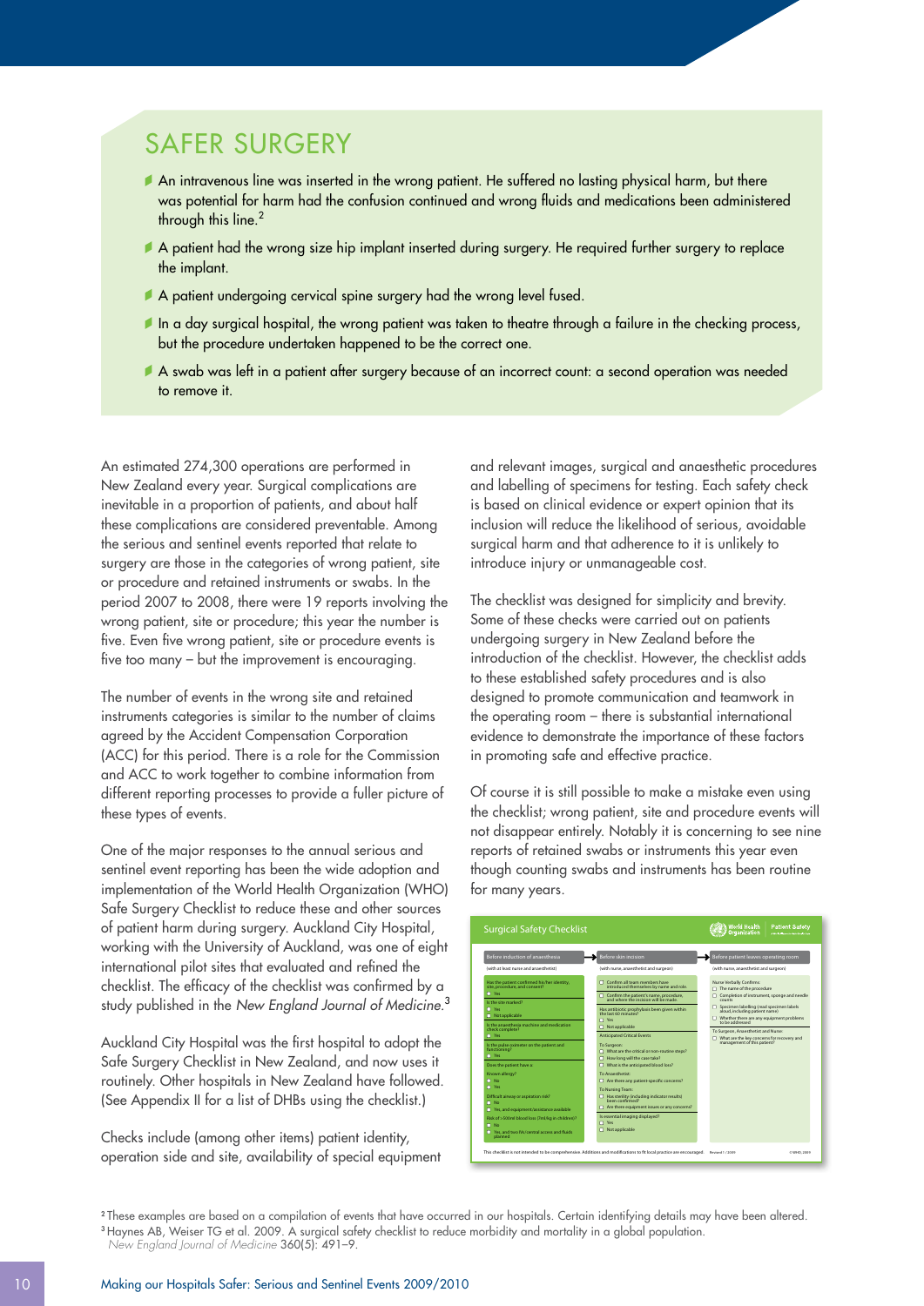## SAFER SURGERY

- An intravenous line was inserted in the wrong patient. He suffered no lasting physical harm, but there was potential for harm had the confusion continued and wrong fluids and medications been administered through this line.[2]
- A patient had the wrong size hip implant inserted during surgery. He required further surgery to replace the implant.
- A patient undergoing cervical spine surgery had the wrong level fused.
- In a day surgical hospital, the wrong patient was taken to theatre through a failure in the checking process, but the procedure undertaken happened to be the correct one.
- A swab was left in a patient after surgery because of an incorrect count: a second operation was needed to remove it.

An estimated 274,300 operations are performed in New Zealand every year. Surgical complications are inevitable in a proportion of patients, and about half these complications are considered preventable. Among the serious and sentinel events reported that relate to surgery are those in the categories of wrong patient, site or procedure and retained instruments or swabs. In the period 2007 to 2008, there were 19 reports involving the wrong patient, site or procedure; this year the number is five. Even five wrong patient, site or procedure events is five too many – but the improvement is encouraging.

The number of events in the wrong site and retained instruments categories is similar to the number of claims agreed by the Accident Compensation Corporation (ACC) for this period. There is a role for the Commission and ACC to work together to combine information from different reporting processes to provide a fuller picture of these types of events.

One of the major responses to the annual serious and sentinel event reporting has been the wide adoption and implementation of the World Health Organization (WHO) Safe Surgery Checklist to reduce these and other sources of patient harm during surgery. Auckland City Hospital, working with the University of Auckland, was one of eight international pilot sites that evaluated and refined the checklist. The efficacy of the checklist was confirmed by a study published in the *New England Journal of Medicine*.[3]

Auckland City Hospital was the first hospital to adopt the Safe Surgery Checklist in New Zealand, and now uses it routinely. Other hospitals in New Zealand have followed. (See Appendix II for a list of DHBs using the checklist.)

Checks include (among other items) patient identity, operation side and site, availability of special equipment and relevant images, surgical and anaesthetic procedures and labelling of specimens for testing. Each safety check is based on clinical evidence or expert opinion that its inclusion will reduce the likelihood of serious, avoidable surgical harm and that adherence to it is unlikely to introduce injury or unmanageable cost.

The checklist was designed for simplicity and brevity. Some of these checks were carried out on patients undergoing surgery in New Zealand before the introduction of the checklist. However, the checklist adds to these established safety procedures and is also designed to promote communication and teamwork in the operating room – there is substantial international evidence to demonstrate the importance of these factors in promoting safe and effective practice.

Of course it is still possible to make a mistake even using the checklist; wrong patient, site and procedure events will not disappear entirely. Notably it is concerning to see nine reports of retained swabs or instruments this year even though counting swabs and instruments has been routine for many years.

### Surgical Safety Checklist

World Health Organization | Patient Safety

| Before induction of anaesthesia | Before skin incision | Before patient leaves operating room |
|---|---|---|
| (with at least nurse and anaesthetist) | (with nurse, anaesthetist and surgeon) | (with nurse, anaesthetist and surgeon) |
| Has the patient confirmed his/her identity, site, procedure, and consent?<br>☐ Yes<br><br>Is the site marked?<br>☐ Yes<br>☐ Not applicable<br><br>Is the anaesthesia machine and medication check complete?<br>☐ Yes<br><br>Is the pulse oximeter on the patient and functioning?<br>☐ Yes<br><br>Does the patient have a:<br>Known allergy?<br>☐ No<br>☐ Yes<br><br>Difficult airway or aspiration risk?<br>☐ No<br>☐ Yes, and equipment/assistance available<br><br>Risk of >500ml blood loss (7ml/kg in children)?<br>☐ No<br>☐ Yes, and two IVs/central access and fluids planned | ☐ Confirm all team members have introduced themselves by name and role.<br>☐ Confirm the patient's name, procedure, and where the incision will be made.<br><br>Has antibiotic prophylaxis been given within the last 60 minutes?<br>☐ Yes<br>☐ Not applicable<br><br>Anticipated Critical Events<br>To Surgeon:<br>☐ What are the critical or non-routine steps?<br>☐ How long will the case take?<br>☐ What is the anticipated blood loss?<br>To Anaesthetist:<br>☐ Are there any patient-specific concerns?<br>To Nursing Team:<br>☐ Has sterility (including indicator results) been confirmed?<br>☐ Are there equipment issues or any concerns?<br><br>Is essential imaging displayed?<br>☐ Yes<br>☐ Not applicable | Nurse Verbally Confirms:<br>☐ The name of the procedure<br>☐ Completion of instrument, sponge and needle counts<br>☐ Specimen labelling (read specimen labels aloud, including patient name)<br>☐ Whether there are any equipment problems to be addressed<br><br>To Surgeon, Anaesthetist and Nurse:<br>☐ What are the key concerns for recovery and management of this patient? |

This checklist is not intended to be comprehensive. Additions and modifications to fit local practice are encouraged. Revised 1 / 2009 © WHO, 2009

[2] These examples are based on a compilation of events that have occurred in our hospitals. Certain identifying details may have been altered.
[3] Haynes AB, Weiser TG et al. 2009. A surgical safety checklist to reduce morbidity and mortality in a global population. *New England Journal of Medicine* 360(5): 491–9.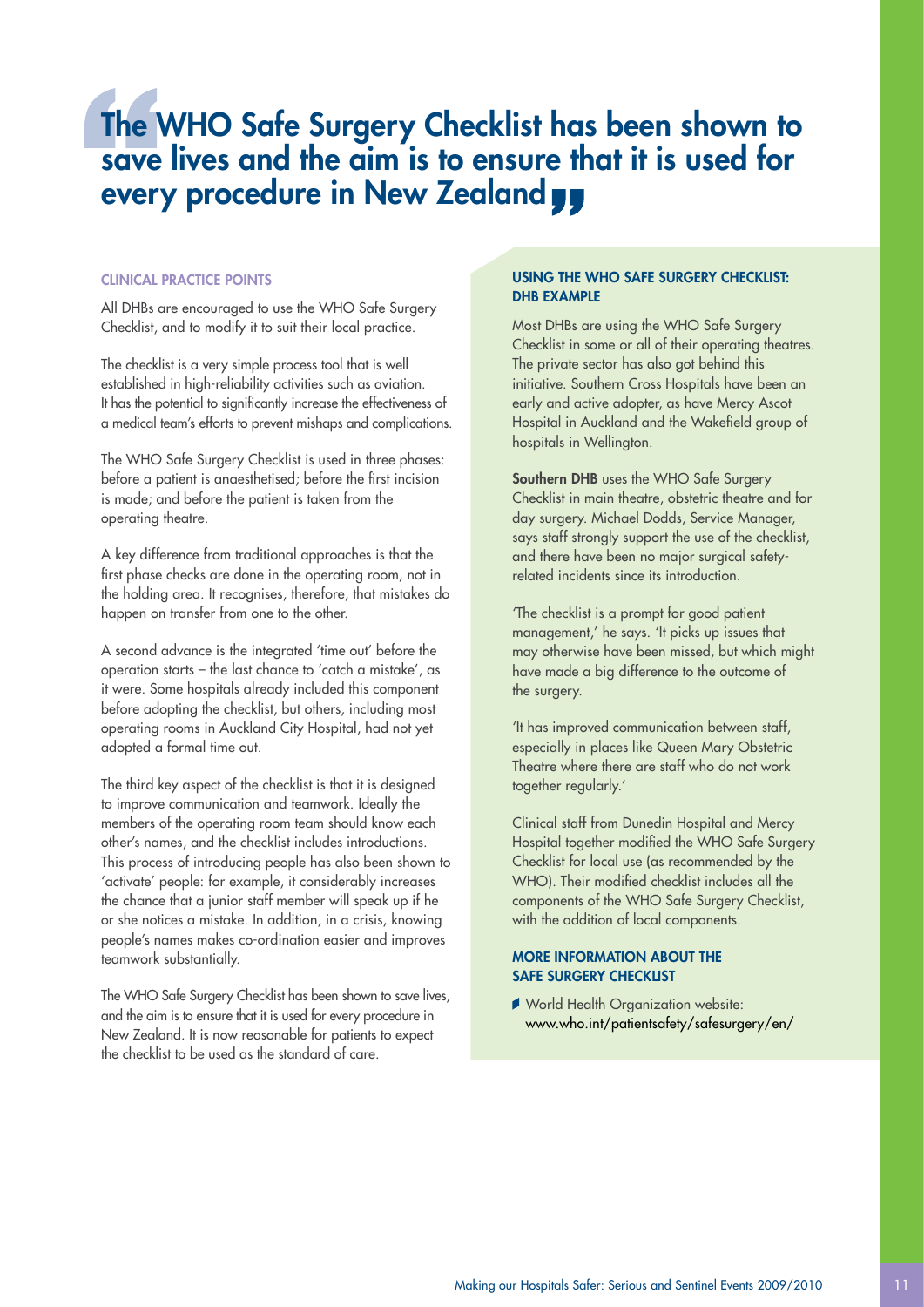# "The WHO Safe Surgery Checklist has been shown to save lives and the aim is to ensure that it is used for every procedure in New Zealand"

### CLINICAL PRACTICE POINTS

All DHBs are encouraged to use the WHO Safe Surgery Checklist, and to modify it to suit their local practice.

The checklist is a very simple process tool that is well established in high-reliability activities such as aviation. It has the potential to significantly increase the effectiveness of a medical team's efforts to prevent mishaps and complications.

The WHO Safe Surgery Checklist is used in three phases: before a patient is anaesthetised; before the first incision is made; and before the patient is taken from the operating theatre.

A key difference from traditional approaches is that the first phase checks are done in the operating room, not in the holding area. It recognises, therefore, that mistakes do happen on transfer from one to the other.

A second advance is the integrated 'time out' before the operation starts – the last chance to 'catch a mistake', as it were. Some hospitals already included this component before adopting the checklist, but others, including most operating rooms in Auckland City Hospital, had not yet adopted a formal time out.

The third key aspect of the checklist is that it is designed to improve communication and teamwork. Ideally the members of the operating room team should know each other's names, and the checklist includes introductions. This process of introducing people has also been shown to 'activate' people: for example, it considerably increases the chance that a junior staff member will speak up if he or she notices a mistake. In addition, in a crisis, knowing people's names makes co-ordination easier and improves teamwork substantially.

The WHO Safe Surgery Checklist has been shown to save lives, and the aim is to ensure that it is used for every procedure in New Zealand. It is now reasonable for patients to expect the checklist to be used as the standard of care.

### USING THE WHO SAFE SURGERY CHECKLIST: DHB EXAMPLE

Most DHBs are using the WHO Safe Surgery Checklist in some or all of their operating theatres. The private sector has also got behind this initiative. Southern Cross Hospitals have been an early and active adopter, as have Mercy Ascot Hospital in Auckland and the Wakefield group of hospitals in Wellington.

**Southern DHB** uses the WHO Safe Surgery Checklist in main theatre, obstetric theatre and for day surgery. Michael Dodds, Service Manager, says staff strongly support the use of the checklist, and there have been no major surgical safety-related incidents since its introduction.

'The checklist is a prompt for good patient management,' he says. 'It picks up issues that may otherwise have been missed, but which might have made a big difference to the outcome of the surgery.

'It has improved communication between staff, especially in places like Queen Mary Obstetric Theatre where there are staff who do not work together regularly.'

Clinical staff from Dunedin Hospital and Mercy Hospital together modified the WHO Safe Surgery Checklist for local use (as recommended by the WHO). Their modified checklist includes all the components of the WHO Safe Surgery Checklist, with the addition of local components.

### MORE INFORMATION ABOUT THE SAFE SURGERY CHECKLIST

- World Health Organization website: www.who.int/patientsafety/safesurgery/en/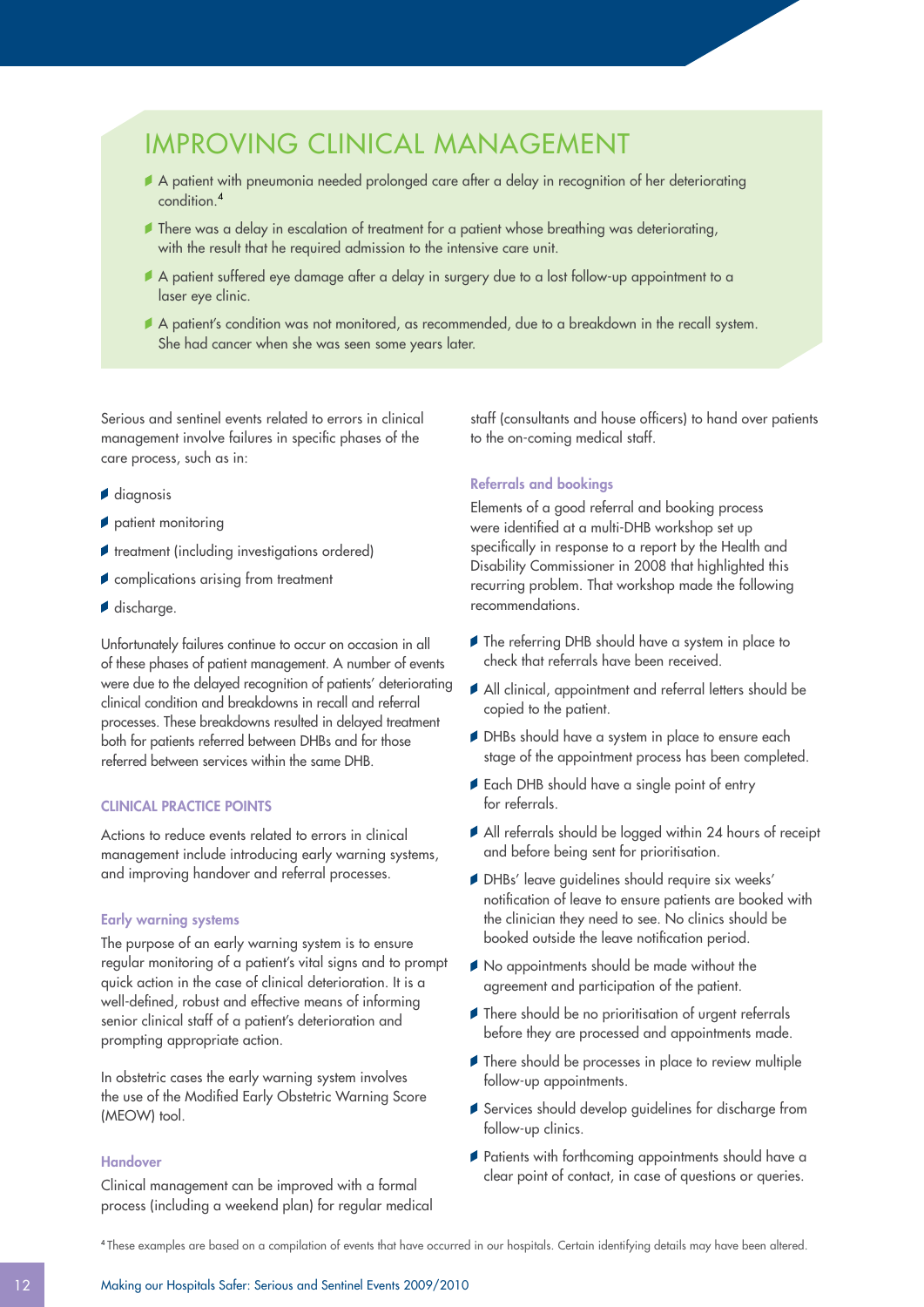## IMPROVING CLINICAL MANAGEMENT

- A patient with pneumonia needed prolonged care after a delay in recognition of her deteriorating condition.[4]
- There was a delay in escalation of treatment for a patient whose breathing was deteriorating, with the result that he required admission to the intensive care unit.
- A patient suffered eye damage after a delay in surgery due to a lost follow-up appointment to a laser eye clinic.
- A patient's condition was not monitored, as recommended, due to a breakdown in the recall system. She had cancer when she was seen some years later.

Serious and sentinel events related to errors in clinical management involve failures in specific phases of the care process, such as in:

- diagnosis
- patient monitoring
- treatment (including investigations ordered)
- complications arising from treatment
- discharge.

Unfortunately failures continue to occur on occasion in all of these phases of patient management. A number of events were due to the delayed recognition of patients' deteriorating clinical condition and breakdowns in recall and referral processes. These breakdowns resulted in delayed treatment both for patients referred between DHBs and for those referred between services within the same DHB.

### CLINICAL PRACTICE POINTS

Actions to reduce events related to errors in clinical management include introducing early warning systems, and improving handover and referral processes.

#### Early warning systems

The purpose of an early warning system is to ensure regular monitoring of a patient's vital signs and to prompt quick action in the case of clinical deterioration. It is a well-defined, robust and effective means of informing senior clinical staff of a patient's deterioration and prompting appropriate action.

In obstetric cases the early warning system involves the use of the Modified Early Obstetric Warning Score (MEOW) tool.

#### Handover

Clinical management can be improved with a formal process (including a weekend plan) for regular medical staff (consultants and house officers) to hand over patients to the on-coming medical staff.

#### Referrals and bookings

Elements of a good referral and booking process were identified at a multi-DHB workshop set up specifically in response to a report by the Health and Disability Commissioner in 2008 that highlighted this recurring problem. That workshop made the following recommendations.

- The referring DHB should have a system in place to check that referrals have been received.
- All clinical, appointment and referral letters should be copied to the patient.
- DHBs should have a system in place to ensure each stage of the appointment process has been completed.
- Each DHB should have a single point of entry for referrals.
- All referrals should be logged within 24 hours of receipt and before being sent for prioritisation.
- DHBs' leave guidelines should require six weeks' notification of leave to ensure patients are booked with the clinician they need to see. No clinics should be booked outside the leave notification period.
- No appointments should be made without the agreement and participation of the patient.
- There should be no prioritisation of urgent referrals before they are processed and appointments made.
- There should be processes in place to review multiple follow-up appointments.
- Services should develop guidelines for discharge from follow-up clinics.
- Patients with forthcoming appointments should have a clear point of contact, in case of questions or queries.

[4] These examples are based on a compilation of events that have occurred in our hospitals. Certain identifying details may have been altered.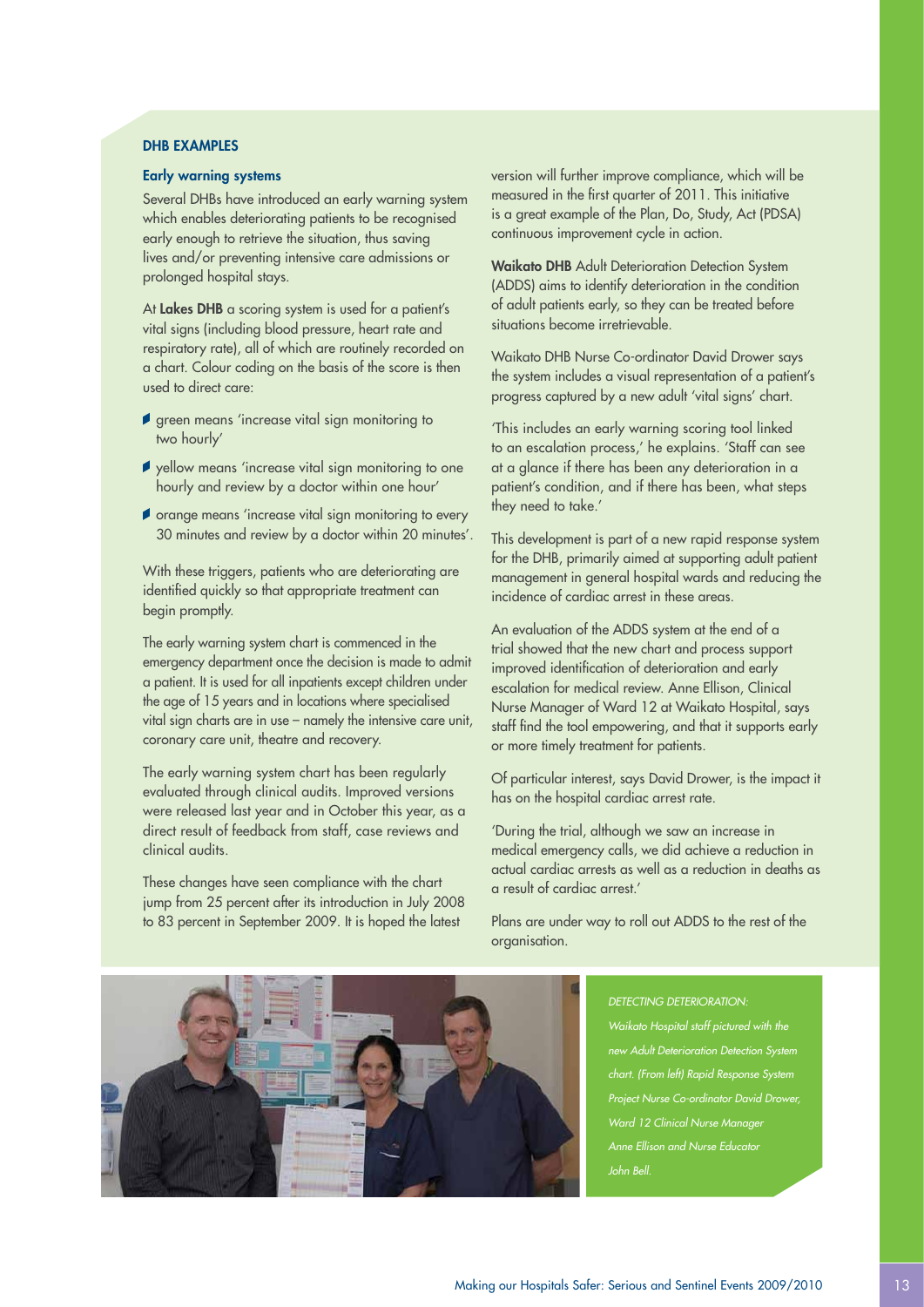## DHB EXAMPLES

### Early warning systems

Several DHBs have introduced an early warning system which enables deteriorating patients to be recognised early enough to retrieve the situation, thus saving lives and/or preventing intensive care admissions or prolonged hospital stays.

At **Lakes DHB** a scoring system is used for a patient's vital signs (including blood pressure, heart rate and respiratory rate), all of which are routinely recorded on a chart. Colour coding on the basis of the score is then used to direct care:

- green means 'increase vital sign monitoring to two hourly'
- yellow means 'increase vital sign monitoring to one hourly and review by a doctor within one hour'
- orange means 'increase vital sign monitoring to every 30 minutes and review by a doctor within 20 minutes'.

With these triggers, patients who are deteriorating are identified quickly so that appropriate treatment can begin promptly.

The early warning system chart is commenced in the emergency department once the decision is made to admit a patient. It is used for all inpatients except children under the age of 15 years and in locations where specialised vital sign charts are in use – namely the intensive care unit, coronary care unit, theatre and recovery.

The early warning system chart has been regularly evaluated through clinical audits. Improved versions were released last year and in October this year, as a direct result of feedback from staff, case reviews and clinical audits.

These changes have seen compliance with the chart jump from 25 percent after its introduction in July 2008 to 83 percent in September 2009. It is hoped the latest version will further improve compliance, which will be measured in the first quarter of 2011. This initiative is a great example of the Plan, Do, Study, Act (PDSA) continuous improvement cycle in action.

**Waikato DHB** Adult Deterioration Detection System (ADDS) aims to identify deterioration in the condition of adult patients early, so they can be treated before situations become irretrievable.

Waikato DHB Nurse Co-ordinator David Drower says the system includes a visual representation of a patient's progress captured by a new adult 'vital signs' chart.

'This includes an early warning scoring tool linked to an escalation process,' he explains. 'Staff can see at a glance if there has been any deterioration in a patient's condition, and if there has been, what steps they need to take.'

This development is part of a new rapid response system for the DHB, primarily aimed at supporting adult patient management in general hospital wards and reducing the incidence of cardiac arrest in these areas.

An evaluation of the ADDS system at the end of a trial showed that the new chart and process support improved identification of deterioration and early escalation for medical review. Anne Ellison, Clinical Nurse Manager of Ward 12 at Waikato Hospital, says staff find the tool empowering, and that it supports early or more timely treatment for patients.

Of particular interest, says David Drower, is the impact it has on the hospital cardiac arrest rate.

'During the trial, although we saw an increase in medical emergency calls, we did achieve a reduction in actual cardiac arrests as well as a reduction in deaths as a result of cardiac arrest.'

Plans are under way to roll out ADDS to the rest of the organisation.

*DETECTING DETERIORATION: Waikato Hospital staff pictured with the new Adult Deterioration Detection System chart. (From left) Rapid Response System Project Nurse Co-ordinator David Drower, Ward 12 Clinical Nurse Manager Anne Ellison and Nurse Educator John Bell.*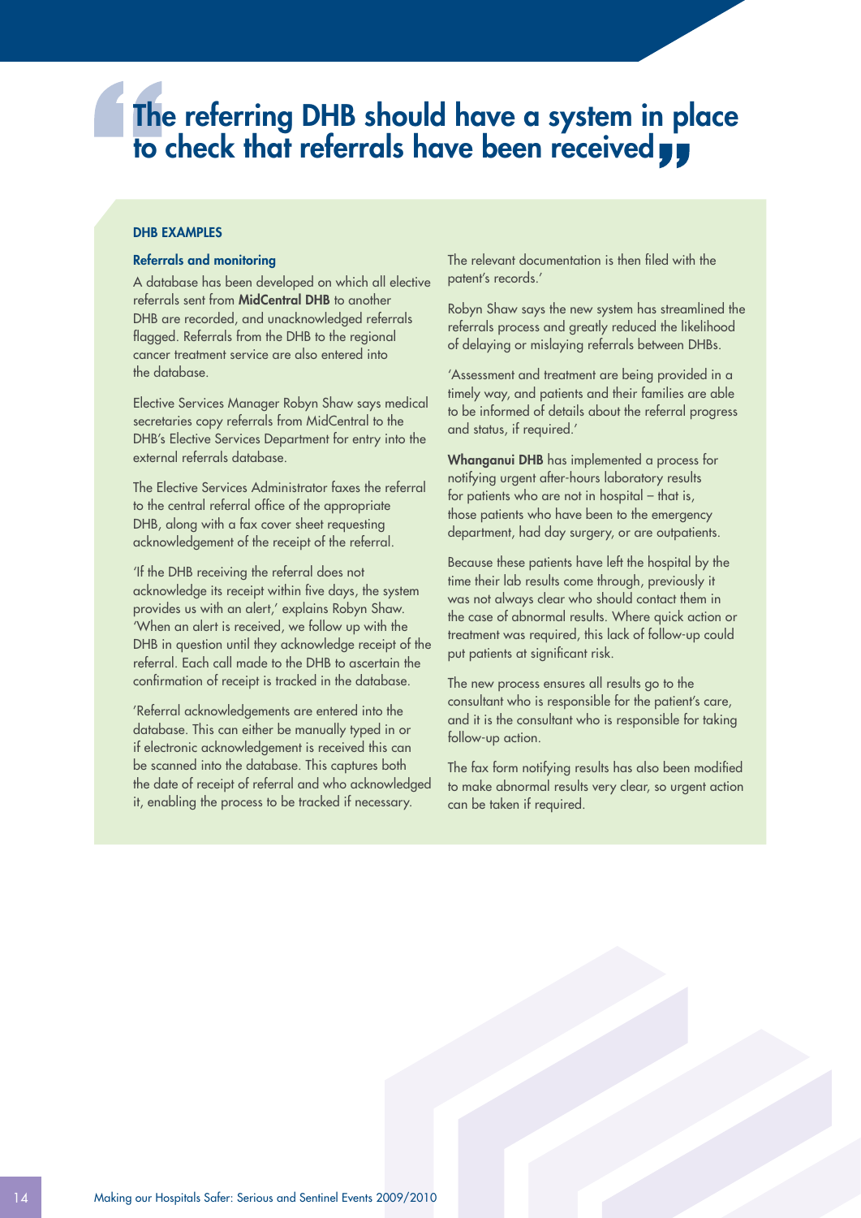# "The referring DHB should have a system in place to check that referrals have been received"

**DHB EXAMPLES**

### Referrals and monitoring

A database has been developed on which all elective referrals sent from **MidCentral DHB** to another DHB are recorded, and unacknowledged referrals flagged. Referrals from the DHB to the regional cancer treatment service are also entered into the database.

Elective Services Manager Robyn Shaw says medical secretaries copy referrals from MidCentral to the DHB's Elective Services Department for entry into the external referrals database.

The Elective Services Administrator faxes the referral to the central referral office of the appropriate DHB, along with a fax cover sheet requesting acknowledgement of the receipt of the referral.

'If the DHB receiving the referral does not acknowledge its receipt within five days, the system provides us with an alert,' explains Robyn Shaw. 'When an alert is received, we follow up with the DHB in question until they acknowledge receipt of the referral. Each call made to the DHB to ascertain the confirmation of receipt is tracked in the database.

'Referral acknowledgements are entered into the database. This can either be manually typed in or if electronic acknowledgement is received this can be scanned into the database. This captures both the date of receipt of referral and who acknowledged it, enabling the process to be tracked if necessary. The relevant documentation is then filed with the patent's records.'

Robyn Shaw says the new system has streamlined the referrals process and greatly reduced the likelihood of delaying or mislaying referrals between DHBs.

'Assessment and treatment are being provided in a timely way, and patients and their families are able to be informed of details about the referral progress and status, if required.'

**Whanganui DHB** has implemented a process for notifying urgent after-hours laboratory results for patients who are not in hospital – that is, those patients who have been to the emergency department, had day surgery, or are outpatients.

Because these patients have left the hospital by the time their lab results come through, previously it was not always clear who should contact them in the case of abnormal results. Where quick action or treatment was required, this lack of follow-up could put patients at significant risk.

The new process ensures all results go to the consultant who is responsible for the patient's care, and it is the consultant who is responsible for taking follow-up action.

The fax form notifying results has also been modified to make abnormal results very clear, so urgent action can be taken if required.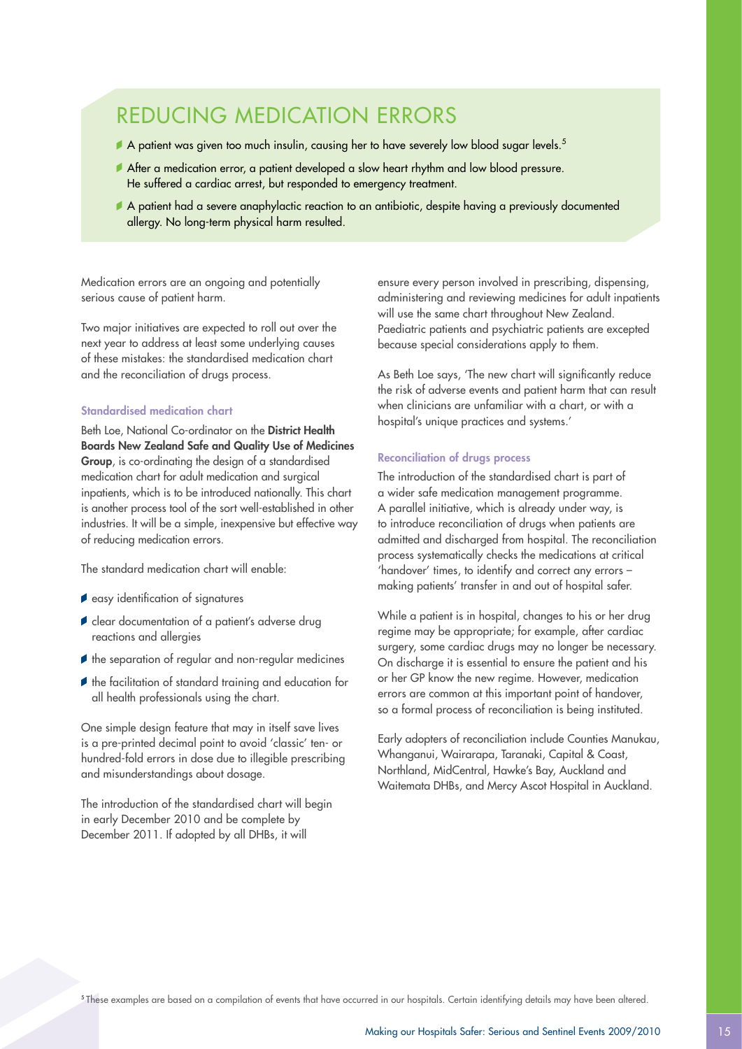# REDUCING MEDICATION ERRORS

- A patient was given too much insulin, causing her to have severely low blood sugar levels.[5]
- After a medication error, a patient developed a slow heart rhythm and low blood pressure. He suffered a cardiac arrest, but responded to emergency treatment.
- A patient had a severe anaphylactic reaction to an antibiotic, despite having a previously documented allergy. No long-term physical harm resulted.

Medication errors are an ongoing and potentially serious cause of patient harm.

Two major initiatives are expected to roll out over the next year to address at least some underlying causes of these mistakes: the standardised medication chart and the reconciliation of drugs process.

### Standardised medication chart

Beth Loe, National Co-ordinator on the **District Health Boards New Zealand Safe and Quality Use of Medicines Group**, is co-ordinating the design of a standardised medication chart for adult medication and surgical inpatients, which is to be introduced nationally. This chart is another process tool of the sort well-established in other industries. It will be a simple, inexpensive but effective way of reducing medication errors.

The standard medication chart will enable:

- easy identification of signatures
- clear documentation of a patient's adverse drug reactions and allergies
- the separation of regular and non-regular medicines
- the facilitation of standard training and education for all health professionals using the chart.

One simple design feature that may in itself save lives is a pre-printed decimal point to avoid 'classic' ten- or hundred-fold errors in dose due to illegible prescribing and misunderstandings about dosage.

The introduction of the standardised chart will begin in early December 2010 and be complete by December 2011. If adopted by all DHBs, it will ensure every person involved in prescribing, dispensing, administering and reviewing medicines for adult inpatients will use the same chart throughout New Zealand. Paediatric patients and psychiatric patients are excepted because special considerations apply to them.

As Beth Loe says, 'The new chart will significantly reduce the risk of adverse events and patient harm that can result when clinicians are unfamiliar with a chart, or with a hospital's unique practices and systems.'

### Reconciliation of drugs process

The introduction of the standardised chart is part of a wider safe medication management programme. A parallel initiative, which is already under way, is to introduce reconciliation of drugs when patients are admitted and discharged from hospital. The reconciliation process systematically checks the medications at critical 'handover' times, to identify and correct any errors – making patients' transfer in and out of hospital safer.

While a patient is in hospital, changes to his or her drug regime may be appropriate; for example, after cardiac surgery, some cardiac drugs may no longer be necessary. On discharge it is essential to ensure the patient and his or her GP know the new regime. However, medication errors are common at this important point of handover, so a formal process of reconciliation is being instituted.

Early adopters of reconciliation include Counties Manukau, Whanganui, Wairarapa, Taranaki, Capital & Coast, Northland, MidCentral, Hawke's Bay, Auckland and Waitemata DHBs, and Mercy Ascot Hospital in Auckland.

[5] These examples are based on a compilation of events that have occurred in our hospitals. Certain identifying details may have been altered.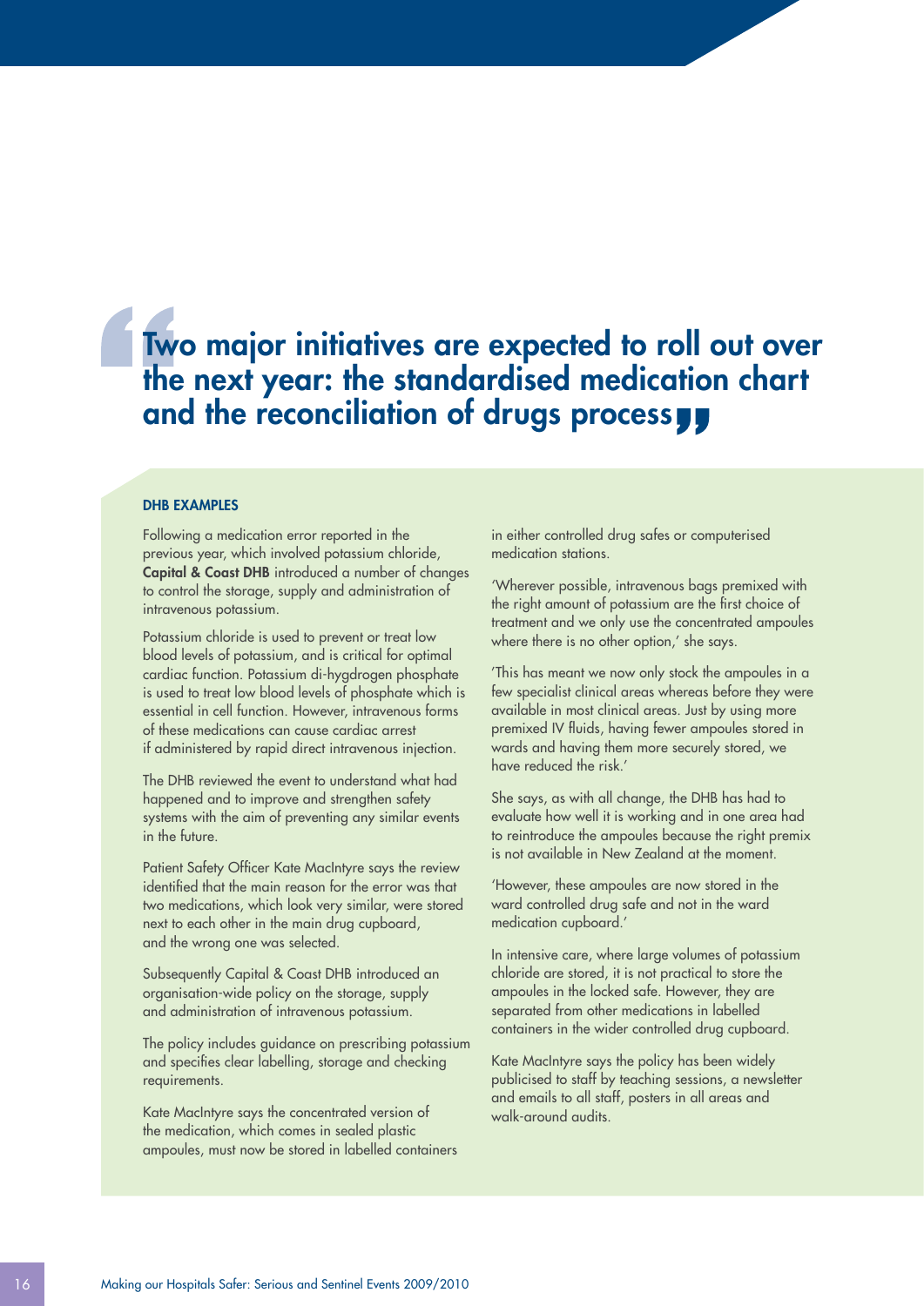> Two major initiatives are expected to roll out over the next year: the standardised medication chart and the reconciliation of drugs process

### DHB EXAMPLES

Following a medication error reported in the previous year, which involved potassium chloride, **Capital & Coast DHB** introduced a number of changes to control the storage, supply and administration of intravenous potassium.

Potassium chloride is used to prevent or treat low blood levels of potassium, and is critical for optimal cardiac function. Potassium di-hygdrogen phosphate is used to treat low blood levels of phosphate which is essential in cell function. However, intravenous forms of these medications can cause cardiac arrest if administered by rapid direct intravenous injection.

The DHB reviewed the event to understand what had happened and to improve and strengthen safety systems with the aim of preventing any similar events in the future.

Patient Safety Officer Kate MacIntyre says the review identified that the main reason for the error was that two medications, which look very similar, were stored next to each other in the main drug cupboard, and the wrong one was selected.

Subsequently Capital & Coast DHB introduced an organisation-wide policy on the storage, supply and administration of intravenous potassium.

The policy includes guidance on prescribing potassium and specifies clear labelling, storage and checking requirements.

Kate MacIntyre says the concentrated version of the medication, which comes in sealed plastic ampoules, must now be stored in labelled containers in either controlled drug safes or computerised medication stations.

'Wherever possible, intravenous bags premixed with the right amount of potassium are the first choice of treatment and we only use the concentrated ampoules where there is no other option,' she says.

'This has meant we now only stock the ampoules in a few specialist clinical areas whereas before they were available in most clinical areas. Just by using more premixed IV fluids, having fewer ampoules stored in wards and having them more securely stored, we have reduced the risk.'

She says, as with all change, the DHB has had to evaluate how well it is working and in one area had to reintroduce the ampoules because the right premix is not available in New Zealand at the moment.

'However, these ampoules are now stored in the ward controlled drug safe and not in the ward medication cupboard.'

In intensive care, where large volumes of potassium chloride are stored, it is not practical to store the ampoules in the locked safe. However, they are separated from other medications in labelled containers in the wider controlled drug cupboard.

Kate MacIntyre says the policy has been widely publicised to staff by teaching sessions, a newsletter and emails to all staff, posters in all areas and walk-around audits.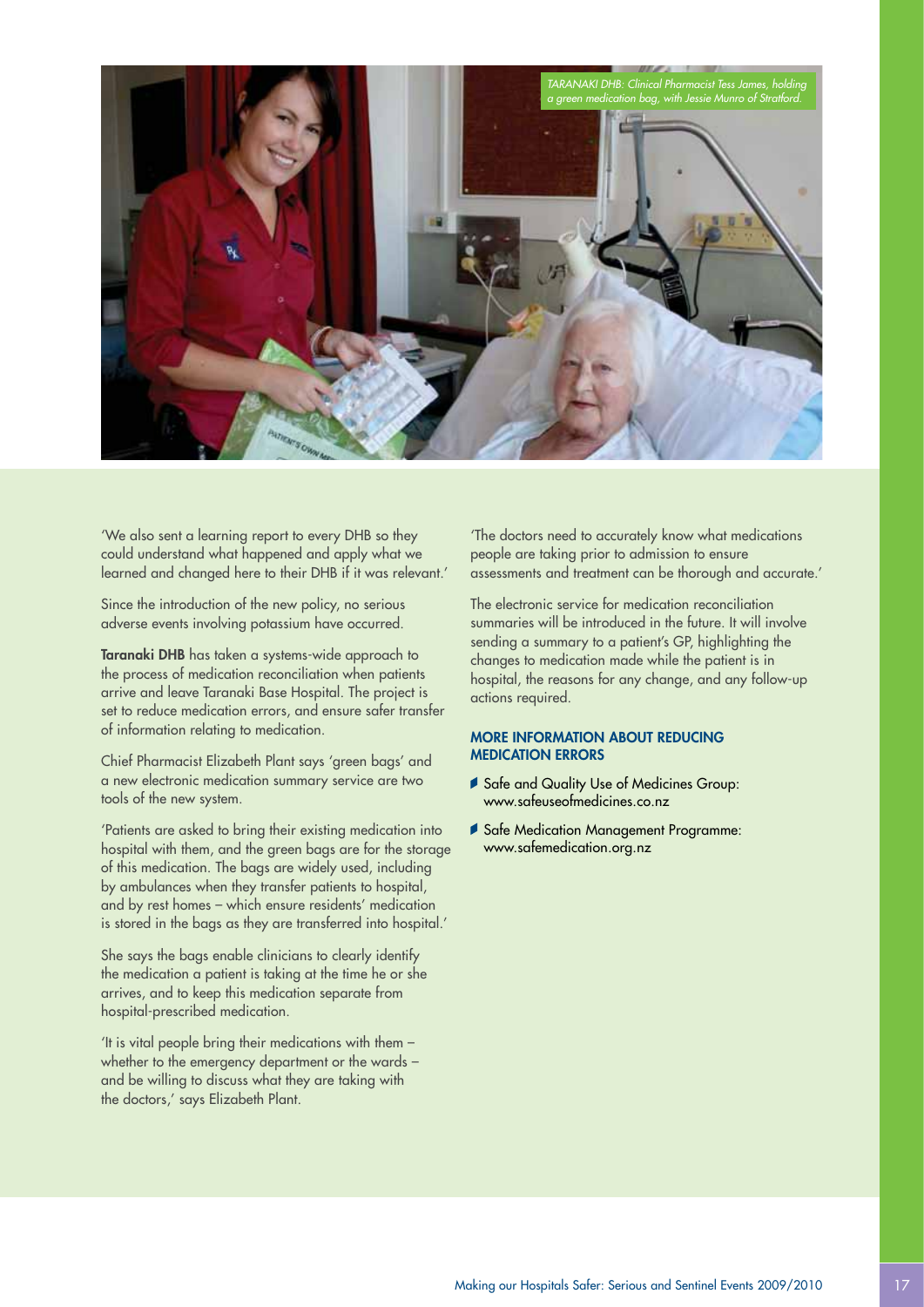TARANAKI DHB: Clinical Pharmacist Tess James, holding a green medication bag, with Jessie Munro of Stratford.

'We also sent a learning report to every DHB so they could understand what happened and apply what we learned and changed here to their DHB if it was relevant.'

Since the introduction of the new policy, no serious adverse events involving potassium have occurred.

**Taranaki DHB** has taken a systems-wide approach to the process of medication reconciliation when patients arrive and leave Taranaki Base Hospital. The project is set to reduce medication errors, and ensure safer transfer of information relating to medication.

Chief Pharmacist Elizabeth Plant says 'green bags' and a new electronic medication summary service are two tools of the new system.

'Patients are asked to bring their existing medication into hospital with them, and the green bags are for the storage of this medication. The bags are widely used, including by ambulances when they transfer patients to hospital, and by rest homes – which ensure residents' medication is stored in the bags as they are transferred into hospital.'

She says the bags enable clinicians to clearly identify the medication a patient is taking at the time he or she arrives, and to keep this medication separate from hospital-prescribed medication.

'It is vital people bring their medications with them – whether to the emergency department or the wards – and be willing to discuss what they are taking with the doctors,' says Elizabeth Plant.

'The doctors need to accurately know what medications people are taking prior to admission to ensure assessments and treatment can be thorough and accurate.'

The electronic service for medication reconciliation summaries will be introduced in the future. It will involve sending a summary to a patient's GP, highlighting the changes to medication made while the patient is in hospital, the reasons for any change, and any follow-up actions required.

### MORE INFORMATION ABOUT REDUCING MEDICATION ERRORS

- Safe and Quality Use of Medicines Group: www.safeuseofmedicines.co.nz
- Safe Medication Management Programme: www.safemedication.org.nz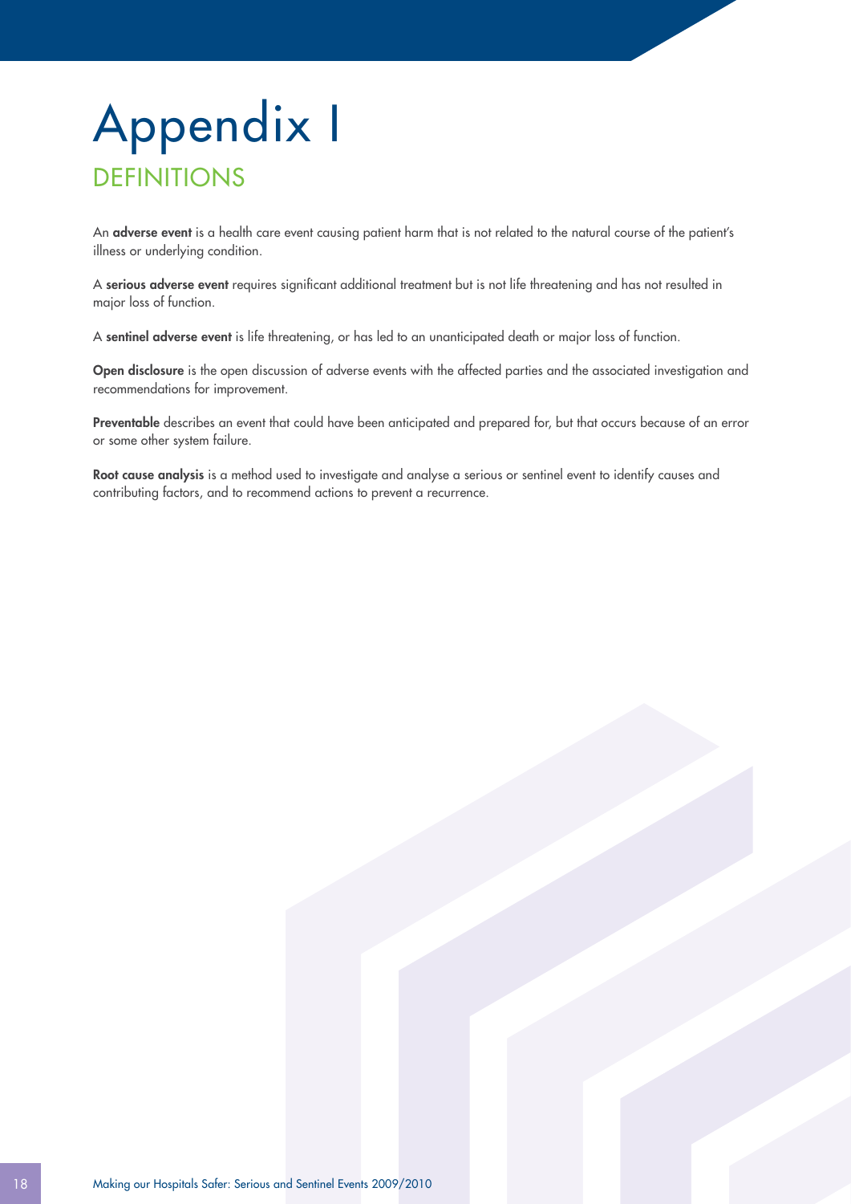# Appendix I

## DEFINITIONS

An **adverse event** is a health care event causing patient harm that is not related to the natural course of the patient's illness or underlying condition.

A **serious adverse event** requires significant additional treatment but is not life threatening and has not resulted in major loss of function.

A **sentinel adverse event** is life threatening, or has led to an unanticipated death or major loss of function.

**Open disclosure** is the open discussion of adverse events with the affected parties and the associated investigation and recommendations for improvement.

**Preventable** describes an event that could have been anticipated and prepared for, but that occurs because of an error or some other system failure.

**Root cause analysis** is a method used to investigate and analyse a serious or sentinel event to identify causes and contributing factors, and to recommend actions to prevent a recurrence.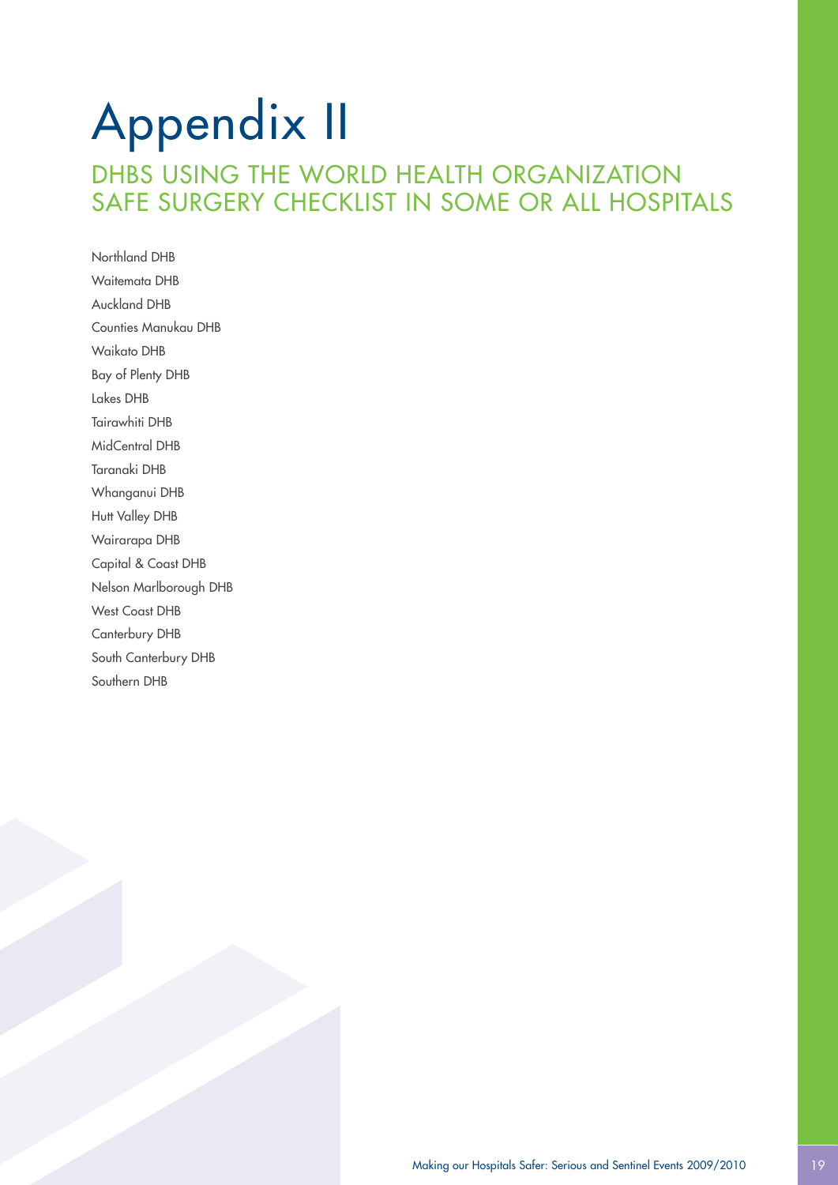# Appendix II

## DHBS USING THE WORLD HEALTH ORGANIZATION SAFE SURGERY CHECKLIST IN SOME OR ALL HOSPITALS

Northland DHB

Waitemata DHB

Auckland DHB

Counties Manukau DHB

Waikato DHB

Bay of Plenty DHB

Lakes DHB

Tairawhiti DHB

MidCentral DHB

Taranaki DHB

Whanganui DHB

Hutt Valley DHB

Wairarapa DHB

Capital & Coast DHB

Nelson Marlborough DHB

West Coast DHB

Canterbury DHB

South Canterbury DHB

Southern DHB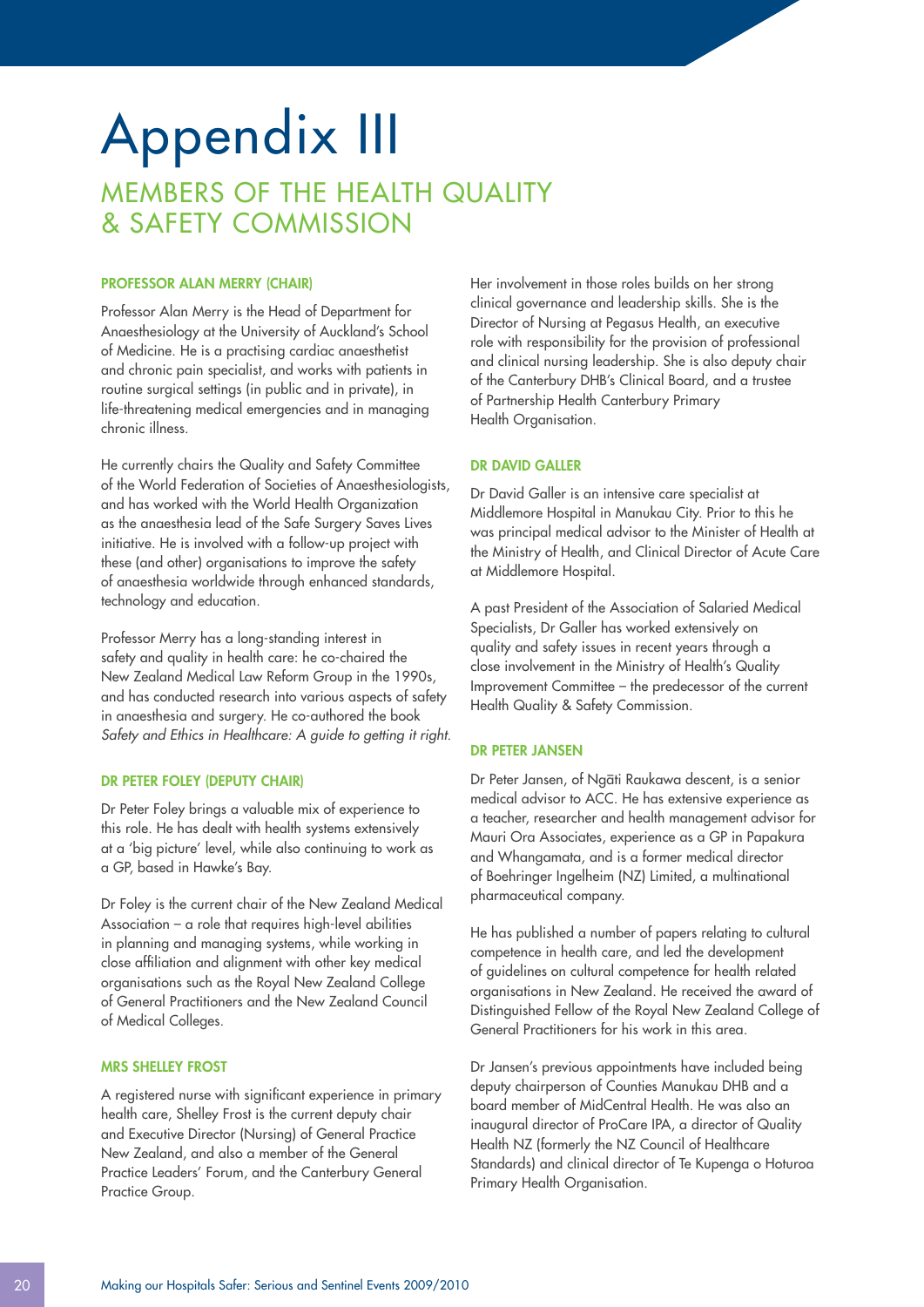# Appendix III

## MEMBERS OF THE HEALTH QUALITY & SAFETY COMMISSION

### PROFESSOR ALAN MERRY (CHAIR)

Professor Alan Merry is the Head of Department for Anaesthesiology at the University of Auckland's School of Medicine. He is a practising cardiac anaesthetist and chronic pain specialist, and works with patients in routine surgical settings (in public and in private), in life-threatening medical emergencies and in managing chronic illness.

He currently chairs the Quality and Safety Committee of the World Federation of Societies of Anaesthesiologists, and has worked with the World Health Organization as the anaesthesia lead of the Safe Surgery Saves Lives initiative. He is involved with a follow-up project with these (and other) organisations to improve the safety of anaesthesia worldwide through enhanced standards, technology and education.

Professor Merry has a long-standing interest in safety and quality in health care: he co-chaired the New Zealand Medical Law Reform Group in the 1990s, and has conducted research into various aspects of safety in anaesthesia and surgery. He co-authored the book *Safety and Ethics in Healthcare: A guide to getting it right.*

### DR PETER FOLEY (DEPUTY CHAIR)

Dr Peter Foley brings a valuable mix of experience to this role. He has dealt with health systems extensively at a 'big picture' level, while also continuing to work as a GP, based in Hawke's Bay.

Dr Foley is the current chair of the New Zealand Medical Association – a role that requires high-level abilities in planning and managing systems, while working in close affiliation and alignment with other key medical organisations such as the Royal New Zealand College of General Practitioners and the New Zealand Council of Medical Colleges.

### MRS SHELLEY FROST

A registered nurse with significant experience in primary health care, Shelley Frost is the current deputy chair and Executive Director (Nursing) of General Practice New Zealand, and also a member of the General Practice Leaders' Forum, and the Canterbury General Practice Group.

Her involvement in those roles builds on her strong clinical governance and leadership skills. She is the Director of Nursing at Pegasus Health, an executive role with responsibility for the provision of professional and clinical nursing leadership. She is also deputy chair of the Canterbury DHB's Clinical Board, and a trustee of Partnership Health Canterbury Primary Health Organisation.

### DR DAVID GALLER

Dr David Galler is an intensive care specialist at Middlemore Hospital in Manukau City. Prior to this he was principal medical advisor to the Minister of Health at the Ministry of Health, and Clinical Director of Acute Care at Middlemore Hospital.

A past President of the Association of Salaried Medical Specialists, Dr Galler has worked extensively on quality and safety issues in recent years through a close involvement in the Ministry of Health's Quality Improvement Committee – the predecessor of the current Health Quality & Safety Commission.

### DR PETER JANSEN

Dr Peter Jansen, of Ngāti Raukawa descent, is a senior medical advisor to ACC. He has extensive experience as a teacher, researcher and health management advisor for Mauri Ora Associates, experience as a GP in Papakura and Whangamata, and is a former medical director of Boehringer Ingelheim (NZ) Limited, a multinational pharmaceutical company.

He has published a number of papers relating to cultural competence in health care, and led the development of guidelines on cultural competence for health related organisations in New Zealand. He received the award of Distinguished Fellow of the Royal New Zealand College of General Practitioners for his work in this area.

Dr Jansen's previous appointments have included being deputy chairperson of Counties Manukau DHB and a board member of MidCentral Health. He was also an inaugural director of ProCare IPA, a director of Quality Health NZ (formerly the NZ Council of Healthcare Standards) and clinical director of Te Kupenga o Hoturoa Primary Health Organisation.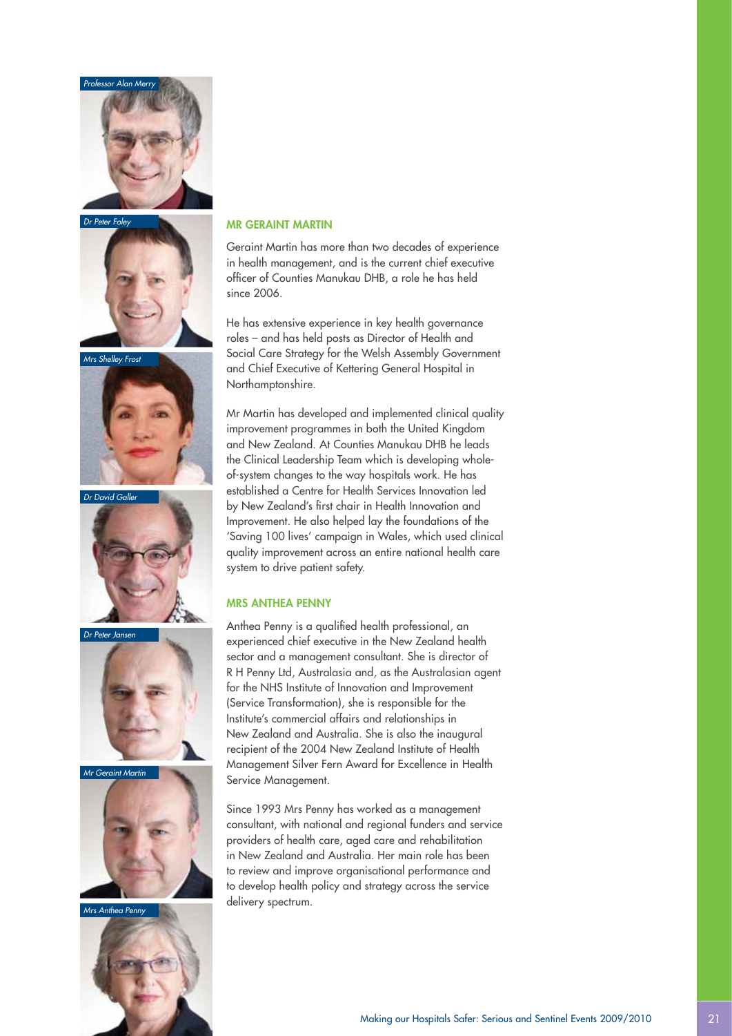*Professor Alan Merry*

*Dr Peter Foley*

*Mrs Shelley Frost*

*Dr David Galler*

*Dr Peter Jansen*

*Mr Geraint Martin*

*Mrs Anthea Penny*

### MR GERAINT MARTIN

Geraint Martin has more than two decades of experience in health management, and is the current chief executive officer of Counties Manukau DHB, a role he has held since 2006.

He has extensive experience in key health governance roles – and has held posts as Director of Health and Social Care Strategy for the Welsh Assembly Government and Chief Executive of Kettering General Hospital in Northamptonshire.

Mr Martin has developed and implemented clinical quality improvement programmes in both the United Kingdom and New Zealand. At Counties Manukau DHB he leads the Clinical Leadership Team which is developing whole-of-system changes to the way hospitals work. He has established a Centre for Health Services Innovation led by New Zealand's first chair in Health Innovation and Improvement. He also helped lay the foundations of the 'Saving 100 lives' campaign in Wales, which used clinical quality improvement across an entire national health care system to drive patient safety.

### MRS ANTHEA PENNY

Anthea Penny is a qualified health professional, an experienced chief executive in the New Zealand health sector and a management consultant. She is director of R H Penny Ltd, Australasia and, as the Australasian agent for the NHS Institute of Innovation and Improvement (Service Transformation), she is responsible for the Institute's commercial affairs and relationships in New Zealand and Australia. She is also the inaugural recipient of the 2004 New Zealand Institute of Health Management Silver Fern Award for Excellence in Health Service Management.

Since 1993 Mrs Penny has worked as a management consultant, with national and regional funders and service providers of health care, aged care and rehabilitation in New Zealand and Australia. Her main role has been to review and improve organisational performance and to develop health policy and strategy across the service delivery spectrum.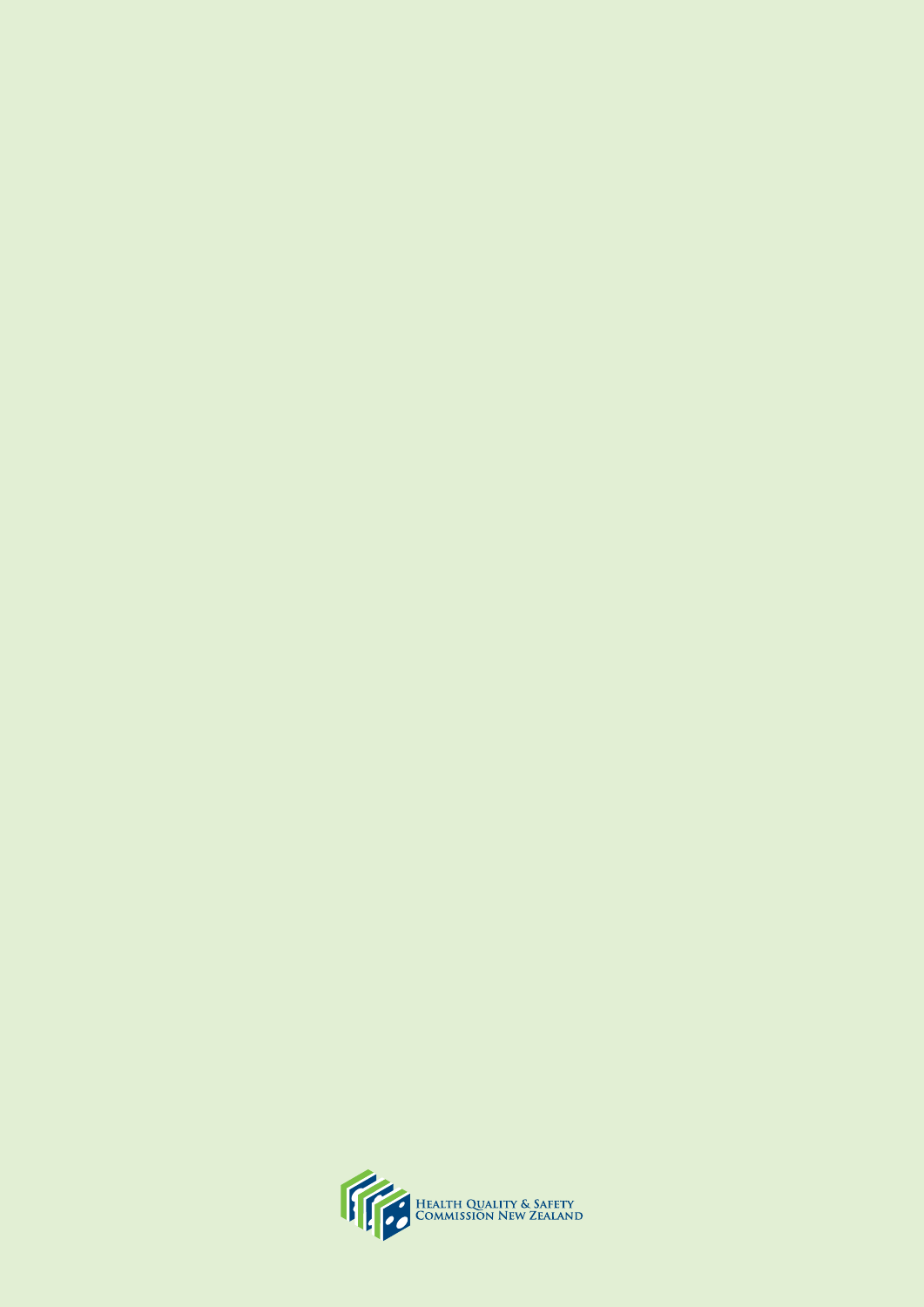HEALTH QUALITY & SAFETY COMMISSION NEW ZEALAND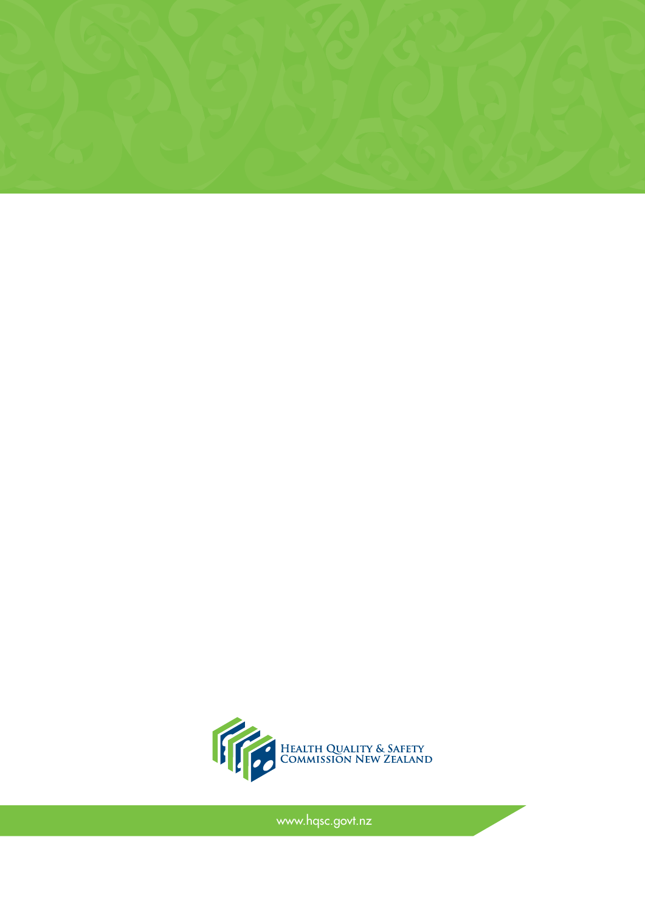Health Quality & Safety Commission New Zealand

www.hqsc.govt.nz